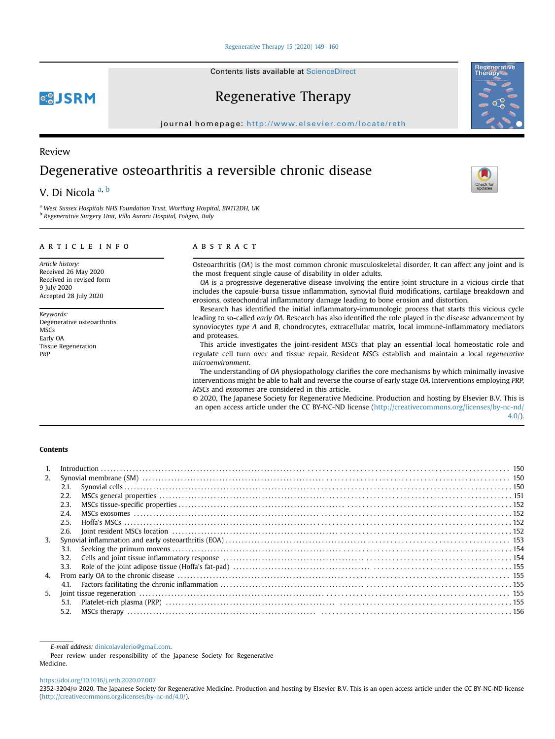Review

# Degenerative osteoarthritis a reversible chronic disease

V. Di Nicola [a, b]

[a] West Sussex Hospitals NHS Foundation Trust, Worthing Hospital, BN112DH, UK
[b] Regenerative Surgery Unit, Villa Aurora Hospital, Foligno, Italy

## ARTICLE INFO

*Article history:*
Received 26 May 2020
Received in revised form
9 July 2020
Accepted 28 July 2020

*Keywords:*
Degenerative osteoarthritis
MSCs
Early OA
Tissue Regeneration
*PRP*

## ABSTRACT

Osteoarthritis (*OA*) is the most common chronic musculoskeletal disorder. It can affect any joint and is the most frequent single cause of disability in older adults.

*OA* is a progressive degenerative disease involving the entire joint structure in a vicious circle that includes the capsule-bursa tissue inflammation, synovial fluid modifications, cartilage breakdown and erosions, osteochondral inflammatory damage leading to bone erosion and distortion.

Research has identified the initial inflammatory-immunologic process that starts this vicious cycle leading to so-called *early OA*. Research has also identified the role played in the disease advancement by synoviocytes *type A* and *B*, chondrocytes, extracellular matrix, local immune-inflammatory mediators and proteases.

This article investigates the joint-resident *MSCs* that play an essential local homeostatic role and regulate cell turn over and tissue repair. Resident *MSCs* establish and maintain a local *regenerative microenvironment*.

The understanding of *OA* physiopathology clarifies the core mechanisms by which minimally invasive interventions might be able to halt and reverse the course of early stage *OA*. Interventions employing *PRP*, *MSCs* and *exosomes* are considered in this article.

© 2020, The Japanese Society for Regenerative Medicine. Production and hosting by Elsevier B.V. This is an open access article under the CC BY-NC-ND license (http://creativecommons.org/licenses/by-nc-nd/4.0/).

## Contents

1. Introduction .......... 150
2. Synovial membrane (SM) .......... 150
   - 2.1. Synovial cells .......... 150
   - 2.2. MSCs general properties .......... 151
   - 2.3. MSCs tissue-specific properties .......... 152
   - 2.4. MSCs exosomes .......... 152
   - 2.5. Hoffa's MSCs .......... 152
   - 2.6. Joint resident MSCs location .......... 152
3. Synovial inflammation and early osteoarthritis (EOA) .......... 153
   - 3.1. Seeking the primum movens .......... 154
   - 3.2. Cells and joint tissue inflammatory response .......... 154
   - 3.3. Role of the joint adipose tissue (Hoffa's fat-pad) .......... 155
4. From early OA to the chronic disease .......... 155
   - 4.1. Factors facilitating the chronic inflammation .......... 155
5. Joint tissue regeneration .......... 155
   - 5.1. Platelet-rich plasma (PRP) .......... 155
   - 5.2. MSCs therapy .......... 156

*E-mail address:* dinicolavalerio@gmail.com.

Peer review under responsibility of the Japanese Society for Regenerative Medicine.

https://doi.org/10.1016/j.reth.2020.07.007
2352-3204/© 2020, The Japanese Society for Regenerative Medicine. Production and hosting by Elsevier B.V. This is an open access article under the CC BY-NC-ND license (http://creativecommons.org/licenses/by-nc-nd/4.0/).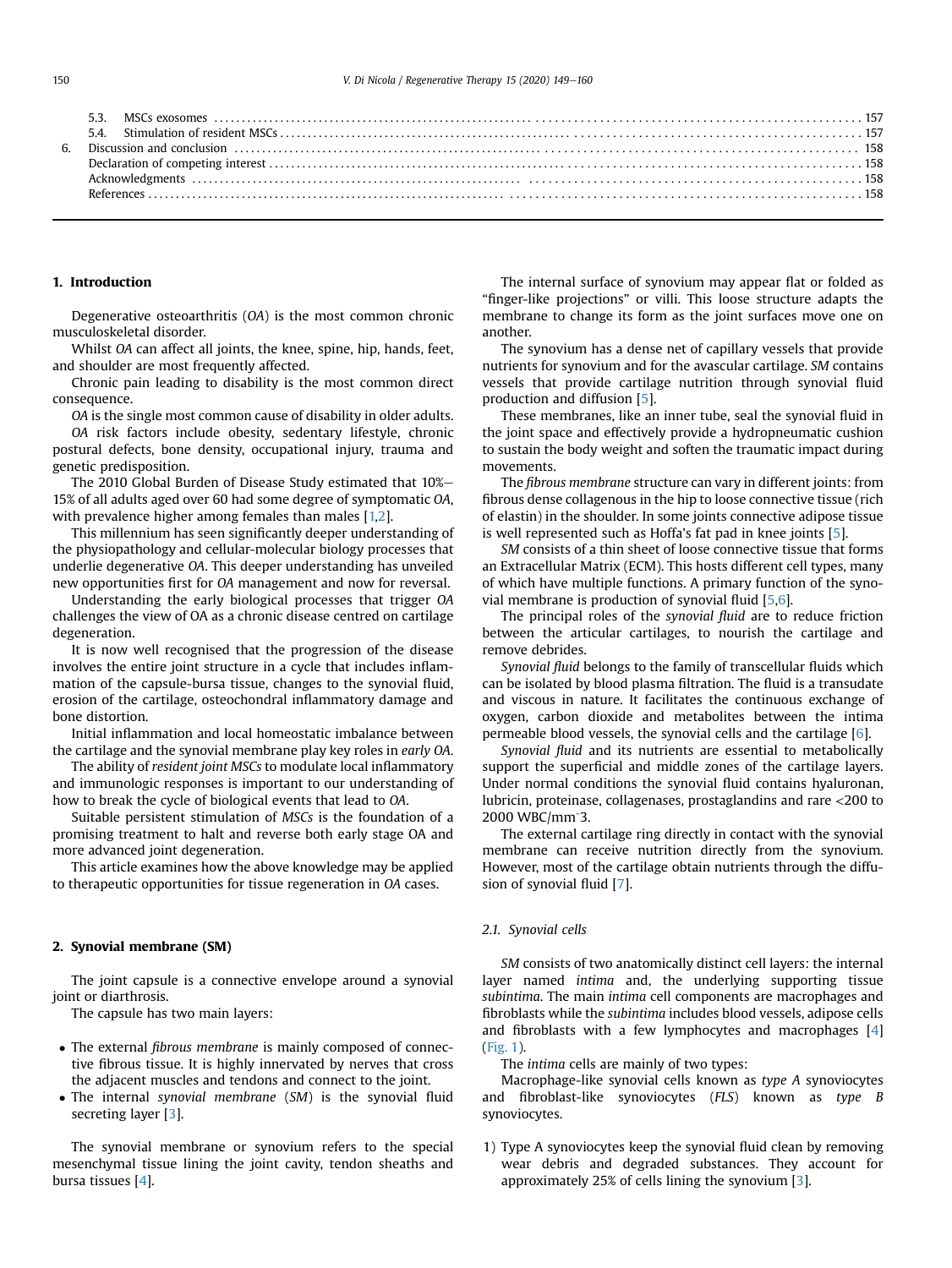| | | |
|---|---|---|
| 5.3. | MSCs exosomes | 157 |
| 5.4. | Stimulation of resident MSCs | 157 |
| 6. | Discussion and conclusion | 158 |
| | Declaration of competing interest | 158 |
| | Acknowledgments | 158 |
| | References | 158 |

## 1. Introduction

Degenerative osteoarthritis (*OA*) is the most common chronic musculoskeletal disorder.

Whilst *OA* can affect all joints, the knee, spine, hip, hands, feet, and shoulder are most frequently affected.

Chronic pain leading to disability is the most common direct consequence.

*OA* is the single most common cause of disability in older adults.

*OA* risk factors include obesity, sedentary lifestyle, chronic postural defects, bone density, occupational injury, trauma and genetic predisposition.

The 2010 Global Burden of Disease Study estimated that 10%–15% of all adults aged over 60 had some degree of symptomatic *OA*, with prevalence higher among females than males [1,2].

This millennium has seen significantly deeper understanding of the physiopathology and cellular-molecular biology processes that underlie degenerative *OA*. This deeper understanding has unveiled new opportunities first for *OA* management and now for reversal.

Understanding the early biological processes that trigger *OA* challenges the view of OA as a chronic disease centred on cartilage degeneration.

It is now well recognised that the progression of the disease involves the entire joint structure in a cycle that includes inflammation of the capsule-bursa tissue, changes to the synovial fluid, erosion of the cartilage, osteochondral inflammatory damage and bone distortion.

Initial inflammation and local homeostatic imbalance between the cartilage and the synovial membrane play key roles in *early OA*.

The ability of *resident joint MSCs* to modulate local inflammatory and immunologic responses is important to our understanding of how to break the cycle of biological events that lead to *OA*.

Suitable persistent stimulation of *MSCs* is the foundation of a promising treatment to halt and reverse both early stage OA and more advanced joint degeneration.

This article examines how the above knowledge may be applied to therapeutic opportunities for tissue regeneration in *OA* cases.

## 2. Synovial membrane (SM)

The joint capsule is a connective envelope around a synovial joint or diarthrosis.

The capsule has two main layers:

- The external *fibrous membrane* is mainly composed of connective fibrous tissue. It is highly innervated by nerves that cross the adjacent muscles and tendons and connect to the joint.
- The internal *synovial membrane* (*SM*) is the synovial fluid secreting layer [3].

The synovial membrane or synovium refers to the special mesenchymal tissue lining the joint cavity, tendon sheaths and bursa tissues [4].

The internal surface of synovium may appear flat or folded as "finger-like projections" or villi. This loose structure adapts the membrane to change its form as the joint surfaces move one on another.

The synovium has a dense net of capillary vessels that provide nutrients for synovium and for the avascular cartilage. *SM* contains vessels that provide cartilage nutrition through synovial fluid production and diffusion [5].

These membranes, like an inner tube, seal the synovial fluid in the joint space and effectively provide a hydropneumatic cushion to sustain the body weight and soften the traumatic impact during movements.

The *fibrous membrane* structure can vary in different joints: from fibrous dense collagenous in the hip to loose connective tissue (rich of elastin) in the shoulder. In some joints connective adipose tissue is well represented such as Hoffa's fat pad in knee joints [5].

*SM* consists of a thin sheet of loose connective tissue that forms an Extracellular Matrix (ECM). This hosts different cell types, many of which have multiple functions. A primary function of the synovial membrane is production of synovial fluid [5,6].

The principal roles of the *synovial fluid* are to reduce friction between the articular cartilages, to nourish the cartilage and remove debrides.

*Synovial fluid* belongs to the family of transcellular fluids which can be isolated by blood plasma filtration. The fluid is a transudate and viscous in nature. It facilitates the continuous exchange of oxygen, carbon dioxide and metabolites between the intima permeable blood vessels, the synovial cells and the cartilage [6].

*Synovial fluid* and its nutrients are essential to metabolically support the superficial and middle zones of the cartilage layers. Under normal conditions the synovial fluid contains hyaluronan, lubricin, proteinase, collagenases, prostaglandins and rare <200 to 2000 WBC/mm^3.

The external cartilage ring directly in contact with the synovial membrane can receive nutrition directly from the synovium. However, most of the cartilage obtain nutrients through the diffusion of synovial fluid [7].

### 2.1. Synovial cells

*SM* consists of two anatomically distinct cell layers: the internal layer named *intima* and, the underlying supporting tissue *subintima*. The main *intima* cell components are macrophages and fibroblasts while the *subintima* includes blood vessels, adipose cells and fibroblasts with a few lymphocytes and macrophages [4] (Fig. 1).

The *intima* cells are mainly of two types:

Macrophage-like synovial cells known as *type A* synoviocytes and fibroblast-like synoviocytes (*FLS*) known as *type B* synoviocytes.

1) Type A synoviocytes keep the synovial fluid clean by removing wear debris and degraded substances. They account for approximately 25% of cells lining the synovium [3].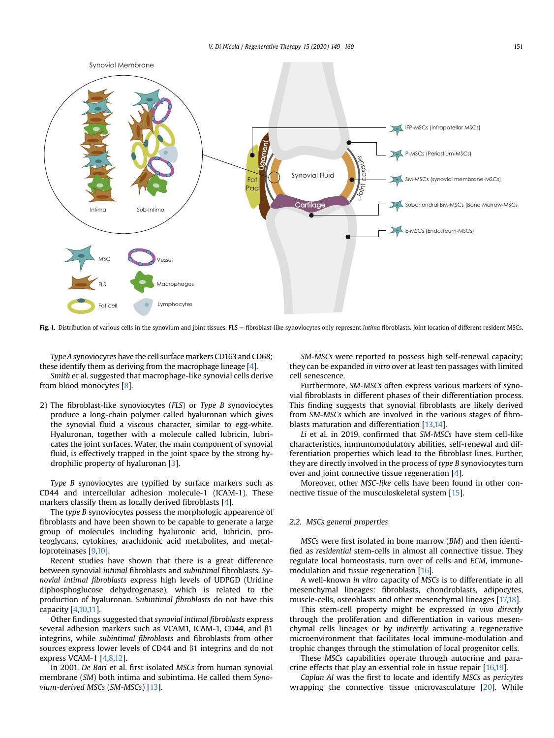**Fig. 1.** Distribution of various cells in the synovium and joint tissues. FLS = fibroblast-like synoviocytes only represent *intima* fibroblasts. Joint location of different resident MSCs.

*Type A* synoviocytes have the cell surface markers CD163 and CD68; these identify them as deriving from the macrophage lineage [4].

*Smith* et al. suggested that macrophage-like synovial cells derive from blood monocytes [8].

2) The fibroblast-like synoviocytes (*FLS*) or *Type B* synoviocytes produce a long-chain polymer called hyaluronan which gives the synovial fluid a viscous character, similar to egg-white. Hyaluronan, together with a molecule called lubricin, lubricates the joint surfaces. Water, the main component of synovial fluid, is effectively trapped in the joint space by the strong hydrophilic property of hyaluronan [3].

*Type B* synoviocytes are typified by surface markers such as CD44 and intercellular adhesion molecule-1 (ICAM-1). These markers classify them as locally derived fibroblasts [4].

The *type B* synoviocytes possess the morphologic appearence of fibroblasts and have been shown to be capable to generate a large group of molecules including hyaluronic acid, lubricin, proteoglycans, cytokines, arachidonic acid metabolites, and metalloproteinases [9,10].

Recent studies have shown that there is a great difference between synovial *intimal* fibroblasts and *subintimal* fibroblasts. *Synovial intimal fibroblasts* express high levels of UDPGD (Uridine diphosphoglucose dehydrogenase), which is related to the production of hyaluronan. *Subintimal fibroblasts* do not have this capacity [4,10,11].

Other findings suggested that *synovial intimal fibroblasts* express several adhesion markers such as VCAM1, ICAM-1, CD44, and β1 integrins, while *subintimal fibroblasts* and fibroblasts from other sources express lower levels of CD44 and β1 integrins and do not express VCAM-1 [4,8,12].

In 2001, *De Bari* et al. first isolated *MSCs* from human synovial membrane (*SM*) both intima and subintima. He called them *Synovium-derived MSCs* (*SM-MSCs*) [13].

*SM-MSCs* were reported to possess high self-renewal capacity; they can be expanded *in vitro* over at least ten passages with limited cell senescence.

Furthermore, *SM-MSCs* often express various markers of synovial fibroblasts in different phases of their differentiation process. This finding suggests that synovial fibroblasts are likely derived from *SM-MSCs* which are involved in the various stages of fibroblasts maturation and differentiation [13,14].

*Li* et al. in 2019, confirmed that *SM-MSCs* have stem cell-like characteristics, immunomodulatory abilities, self-renewal and differentiation properties which lead to the fibroblast lines. Further, they are directly involved in the process of *type B* synoviocytes turn over and joint connective tissue regeneration [4].

Moreover, other *MSC-like* cells have been found in other connective tissue of the musculoskeletal system [15].

### 2.2. MSCs general properties

*MSCs* were first isolated in bone marrow (*BM*) and then identified as *residential* stem-cells in almost all connective tissue. They regulate local homeostasis, turn over of cells and *ECM*, immune-modulation and tissue regeneration [16].

A well-known *in vitro* capacity of *MSCs* is to differentiate in all mesenchymal lineages: fibroblasts, chondroblasts, adipocytes, muscle-cells, osteoblasts and other mesenchymal lineages [17,18].

This stem-cell property might be expressed *in vivo directly* through the proliferation and differentiation in various mesenchymal cells lineages or by *indirectly* activating a regenerative microenvironment that facilitates local immune-modulation and trophic changes through the stimulation of local progenitor cells.

These *MSCs* capabilities operate through autocrine and paracrine effects that play an essential role in tissue repair [16,19].

*Caplan AI* was the first to locate and identify *MSCs* as *pericytes* wrapping the connective tissue microvasculature [20]. While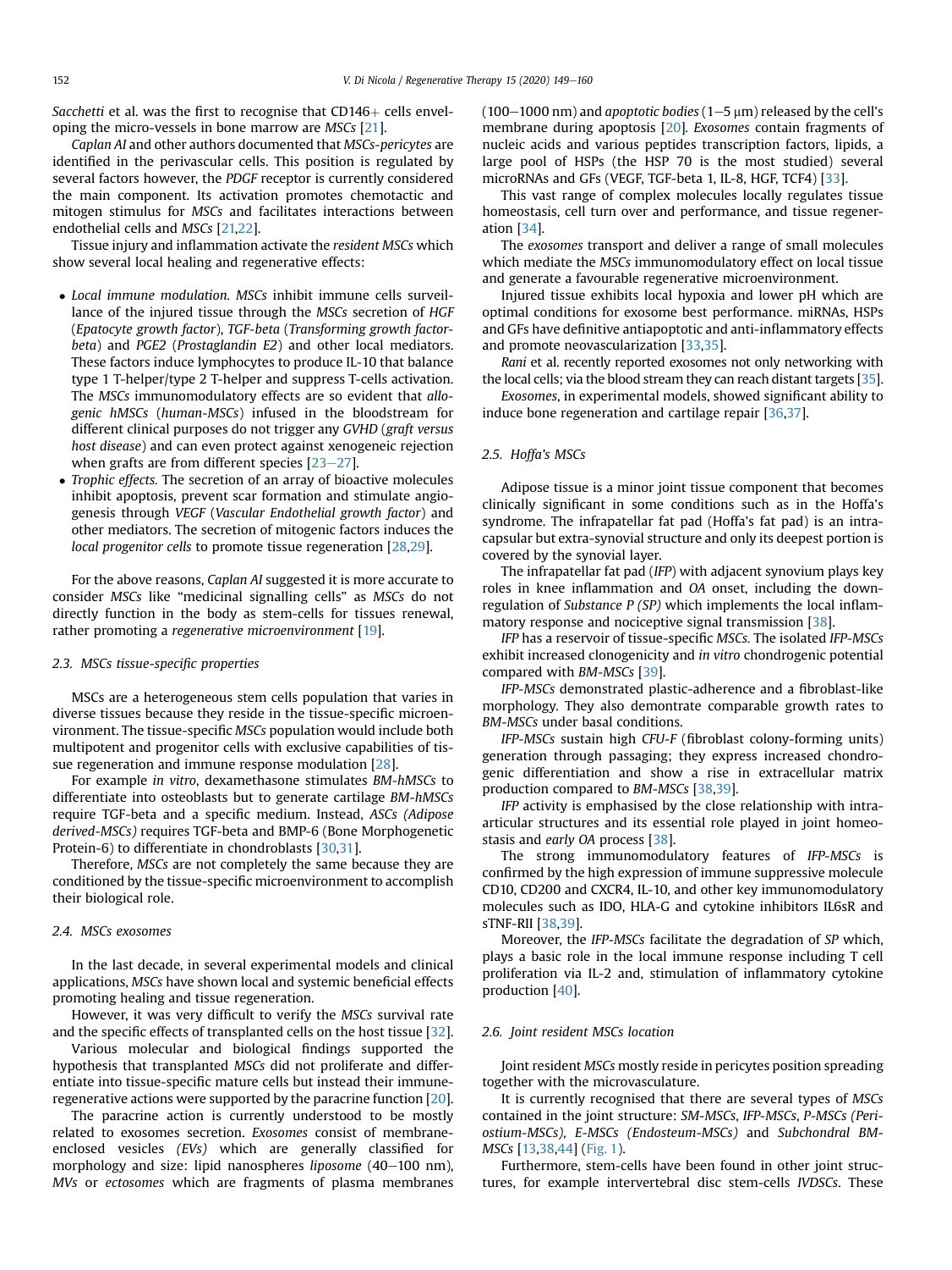*Sacchetti* et al. was the first to recognise that CD146+ cells enveloping the micro-vessels in bone marrow are *MSCs* [21].

*Caplan AI* and other authors documented that *MSCs-pericytes* are identified in the perivascular cells. This position is regulated by several factors however, the *PDGF* receptor is currently considered the main component. Its activation promotes chemotactic and mitogen stimulus for *MSCs* and facilitates interactions between endothelial cells and *MSCs* [21,22].

Tissue injury and inflammation activate the *resident MSCs* which show several local healing and regenerative effects:

- *Local immune modulation. MSCs* inhibit immune cells surveillance of the injured tissue through the *MSCs* secretion of *HGF* (*Epatocyte growth factor*), *TGF-beta* (*Transforming growth factor-beta*) and *PGE2* (*Prostaglandin E2*) and other local mediators. These factors induce lymphocytes to produce IL-10 that balance type 1 T-helper/type 2 T-helper and suppress T-cells activation. The *MSCs* immunomodulatory effects are so evident that *allogenic hMSCs* (*human-MSCs*) infused in the bloodstream for different clinical purposes do not trigger any *GVHD* (*graft versus host disease*) and can even protect against xenogeneic rejection when grafts are from different species [23–27].
- *Trophic effects.* The secretion of an array of bioactive molecules inhibit apoptosis, prevent scar formation and stimulate angiogenesis through *VEGF* (*Vascular Endothelial growth factor*) and other mediators. The secretion of mitogenic factors induces the *local progenitor cells* to promote tissue regeneration [28,29].

For the above reasons, *Caplan AI* suggested it is more accurate to consider *MSCs* like "medicinal signalling cells" as *MSCs* do not directly function in the body as stem-cells for tissues renewal, rather promoting a *regenerative microenvironment* [19].

### 2.3. MSCs tissue-specific properties

MSCs are a heterogeneous stem cells population that varies in diverse tissues because they reside in the tissue-specific microenvironment. The tissue-specific *MSCs* population would include both multipotent and progenitor cells with exclusive capabilities of tissue regeneration and immune response modulation [28].

For example *in vitro*, dexamethasone stimulates *BM-hMSCs* to differentiate into osteoblasts but to generate cartilage *BM-hMSCs* require TGF-beta and a specific medium. Instead, *ASCs (Adipose derived-MSCs)* requires TGF-beta and BMP-6 (Bone Morphogenetic Protein-6) to differentiate in chondroblasts [30,31].

Therefore, *MSCs* are not completely the same because they are conditioned by the tissue-specific microenvironment to accomplish their biological role.

### 2.4. MSCs exosomes

In the last decade, in several experimental models and clinical applications, *MSCs* have shown local and systemic beneficial effects promoting healing and tissue regeneration.

However, it was very difficult to verify the *MSCs* survival rate and the specific effects of transplanted cells on the host tissue [32].

Various molecular and biological findings supported the hypothesis that transplanted *MSCs* did not proliferate and differentiate into tissue-specific mature cells but instead their immune-regenerative actions were supported by the paracrine function [20].

The paracrine action is currently understood to be mostly related to exosomes secretion. *Exosomes* consist of membrane-enclosed vesicles *(EVs)* which are generally classified for morphology and size: lipid nanospheres *liposome* (40–100 nm), *MVs* or *ectosomes* which are fragments of plasma membranes (100–1000 nm) and *apoptotic bodies* (1–5 μm) released by the cell's membrane during apoptosis [20]. *Exosomes* contain fragments of nucleic acids and various peptides transcription factors, lipids, a large pool of HSPs (the HSP 70 is the most studied) several microRNAs and GFs (VEGF, TGF-beta 1, IL-8, HGF, TCF4) [33].

This vast range of complex molecules locally regulates tissue homeostasis, cell turn over and performance, and tissue regeneration [34].

The *exosomes* transport and deliver a range of small molecules which mediate the *MSCs* immunomodulatory effect on local tissue and generate a favourable regenerative microenvironment.

Injured tissue exhibits local hypoxia and lower pH which are optimal conditions for exosome best performance. miRNAs, HSPs and GFs have definitive antiapoptotic and anti-inflammatory effects and promote neovascularization [33,35].

*Rani* et al. recently reported exosomes not only networking with the local cells; via the blood stream they can reach distant targets [35].

*Exosomes*, in experimental models, showed significant ability to induce bone regeneration and cartilage repair [36,37].

### 2.5. Hoffa's MSCs

Adipose tissue is a minor joint tissue component that becomes clinically significant in some conditions such as in the Hoffa's syndrome. The infrapatellar fat pad (Hoffa's fat pad) is an intracapsular but extra-synovial structure and only its deepest portion is covered by the synovial layer.

The infrapatellar fat pad (*IFP*) with adjacent synovium plays key roles in knee inflammation and *OA* onset, including the downregulation of *Substance P (SP)* which implements the local inflammatory response and nociceptive signal transmission [38].

*IFP* has a reservoir of tissue-specific *MSCs*. The isolated *IFP-MSCs* exhibit increased clonogenicity and *in vitro* chondrogenic potential compared with *BM-MSCs* [39].

*IFP-MSCs* demonstrated plastic-adherence and a fibroblast-like morphology. They also demontrate comparable growth rates to *BM-MSCs* under basal conditions.

*IFP-MSCs* sustain high *CFU-F* (fibroblast colony-forming units) generation through passaging; they express increased chondrogenic differentiation and show a rise in extracellular matrix production compared to *BM-MSCs* [38,39].

*IFP* activity is emphasised by the close relationship with intra-articular structures and its essential role played in joint homeostasis and *early OA* process [38].

The strong immunomodulatory features of *IFP-MSCs* is confirmed by the high expression of immune suppressive molecule CD10, CD200 and CXCR4, IL-10, and other key immunomodulatory molecules such as IDO, HLA-G and cytokine inhibitors IL6sR and sTNF-RII [38,39].

Moreover, the *IFP-MSCs* facilitate the degradation of *SP* which, plays a basic role in the local immune response including T cell proliferation via IL-2 and, stimulation of inflammatory cytokine production [40].

### 2.6. Joint resident MSCs location

Joint resident *MSCs* mostly reside in pericytes position spreading together with the microvasculature.

It is currently recognised that there are several types of *MSCs* contained in the joint structure: *SM-MSCs*, *IFP-MSCs*, *P-MSCs (Periostium-MSCs)*, *E-MSCs (Endosteum-MSCs)* and *Subchondral BM-MSCs* [13,38,44] (Fig. 1).

Furthermore, stem-cells have been found in other joint structures, for example intervertebral disc stem-cells *IVDSCs*. These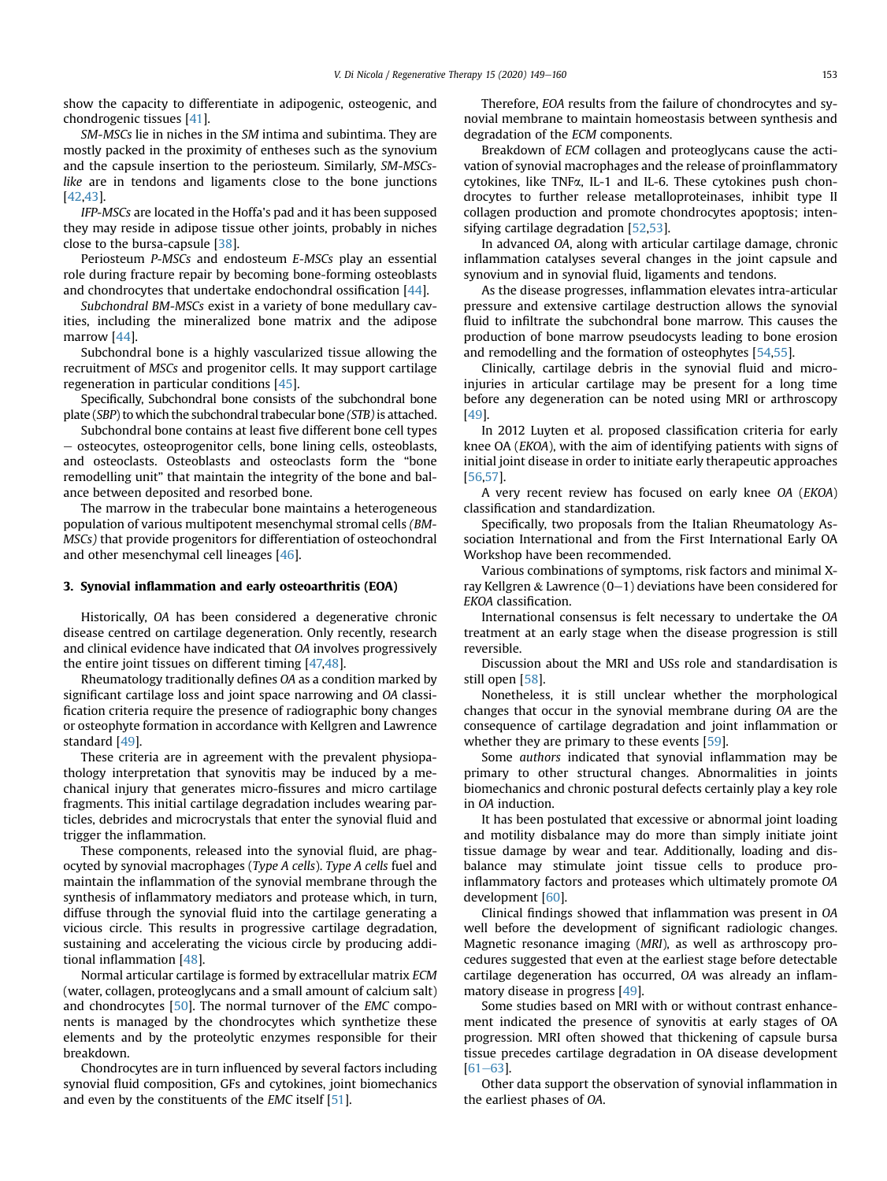show the capacity to differentiate in adipogenic, osteogenic, and chondrogenic tissues [41].

*SM-MSCs* lie in niches in the *SM* intima and subintima. They are mostly packed in the proximity of entheses such as the synovium and the capsule insertion to the periosteum. Similarly, *SM-MSCs-like* are in tendons and ligaments close to the bone junctions [42,43].

*IFP-MSCs* are located in the Hoffa's pad and it has been supposed they may reside in adipose tissue other joints, probably in niches close to the bursa-capsule [38].

Periosteum *P-MSCs* and endosteum *E-MSCs* play an essential role during fracture repair by becoming bone-forming osteoblasts and chondrocytes that undertake endochondral ossification [44].

*Subchondral BM-MSCs* exist in a variety of bone medullary cavities, including the mineralized bone matrix and the adipose marrow [44].

Subchondral bone is a highly vascularized tissue allowing the recruitment of *MSCs* and progenitor cells. It may support cartilage regeneration in particular conditions [45].

Specifically, Subchondral bone consists of the subchondral bone plate (*SBP*) to which the subchondral trabecular bone *(STB)* is attached.

Subchondral bone contains at least five different bone cell types – osteocytes, osteoprogenitor cells, bone lining cells, osteoblasts, and osteoclasts. Osteoblasts and osteoclasts form the "bone remodelling unit" that maintain the integrity of the bone and balance between deposited and resorbed bone.

The marrow in the trabecular bone maintains a heterogeneous population of various multipotent mesenchymal stromal cells *(BM-MSCs)* that provide progenitors for differentiation of osteochondral and other mesenchymal cell lineages [46].

## 3. Synovial inflammation and early osteoarthritis (EOA)

Historically, *OA* has been considered a degenerative chronic disease centred on cartilage degeneration. Only recently, research and clinical evidence have indicated that *OA* involves progressively the entire joint tissues on different timing [47,48].

Rheumatology traditionally defines *OA* as a condition marked by significant cartilage loss and joint space narrowing and *OA* classification criteria require the presence of radiographic bony changes or osteophyte formation in accordance with Kellgren and Lawrence standard [49].

These criteria are in agreement with the prevalent physiopathology interpretation that synovitis may be induced by a mechanical injury that generates micro-fissures and micro cartilage fragments. This initial cartilage degradation includes wearing particles, debrides and microcrystals that enter the synovial fluid and trigger the inflammation.

These components, released into the synovial fluid, are phagocyted by synovial macrophages (*Type A cells*). *Type A cells* fuel and maintain the inflammation of the synovial membrane through the synthesis of inflammatory mediators and protease which, in turn, diffuse through the synovial fluid into the cartilage generating a vicious circle. This results in progressive cartilage degradation, sustaining and accelerating the vicious circle by producing additional inflammation [48].

Normal articular cartilage is formed by extracellular matrix *ECM* (water, collagen, proteoglycans and a small amount of calcium salt) and chondrocytes [50]. The normal turnover of the *EMC* components is managed by the chondrocytes which synthetize these elements and by the proteolytic enzymes responsible for their breakdown.

Chondrocytes are in turn influenced by several factors including synovial fluid composition, GFs and cytokines, joint biomechanics and even by the constituents of the *EMC* itself [51].

Therefore, *EOA* results from the failure of chondrocytes and synovial membrane to maintain homeostasis between synthesis and degradation of the *ECM* components.

Breakdown of *ECM* collagen and proteoglycans cause the activation of synovial macrophages and the release of proinflammatory cytokines, like TNFα, IL-1 and IL-6. These cytokines push chondrocytes to further release metalloproteinases, inhibit type II collagen production and promote chondrocytes apoptosis; intensifying cartilage degradation [52,53].

In advanced *OA*, along with articular cartilage damage, chronic inflammation catalyses several changes in the joint capsule and synovium and in synovial fluid, ligaments and tendons.

As the disease progresses, inflammation elevates intra-articular pressure and extensive cartilage destruction allows the synovial fluid to infiltrate the subchondral bone marrow. This causes the production of bone marrow pseudocysts leading to bone erosion and remodelling and the formation of osteophytes [54,55].

Clinically, cartilage debris in the synovial fluid and micro-injuries in articular cartilage may be present for a long time before any degeneration can be noted using MRI or arthroscopy [49].

In 2012 Luyten et al. proposed classification criteria for early knee OA (*EKOA*), with the aim of identifying patients with signs of initial joint disease in order to initiate early therapeutic approaches [56,57].

A very recent review has focused on early knee *OA* (*EKOA*) classification and standardization.

Specifically, two proposals from the Italian Rheumatology Association International and from the First International Early OA Workshop have been recommended.

Various combinations of symptoms, risk factors and minimal X-ray Kellgren & Lawrence (0–1) deviations have been considered for *EKOA* classification.

International consensus is felt necessary to undertake the *OA* treatment at an early stage when the disease progression is still reversible.

Discussion about the MRI and USs role and standardisation is still open [58].

Nonetheless, it is still unclear whether the morphological changes that occur in the synovial membrane during *OA* are the consequence of cartilage degradation and joint inflammation or whether they are primary to these events [59].

Some *authors* indicated that synovial inflammation may be primary to other structural changes. Abnormalities in joints biomechanics and chronic postural defects certainly play a key role in *OA* induction.

It has been postulated that excessive or abnormal joint loading and motility disbalance may do more than simply initiate joint tissue damage by wear and tear. Additionally, loading and disbalance may stimulate joint tissue cells to produce pro-inflammatory factors and proteases which ultimately promote *OA* development [60].

Clinical findings showed that inflammation was present in *OA* well before the development of significant radiologic changes. Magnetic resonance imaging (*MRI*), as well as arthroscopy procedures suggested that even at the earliest stage before detectable cartilage degeneration has occurred, *OA* was already an inflammatory disease in progress [49].

Some studies based on MRI with or without contrast enhancement indicated the presence of synovitis at early stages of OA progression. MRI often showed that thickening of capsule bursa tissue precedes cartilage degradation in OA disease development [61–63].

Other data support the observation of synovial inflammation in the earliest phases of *OA*.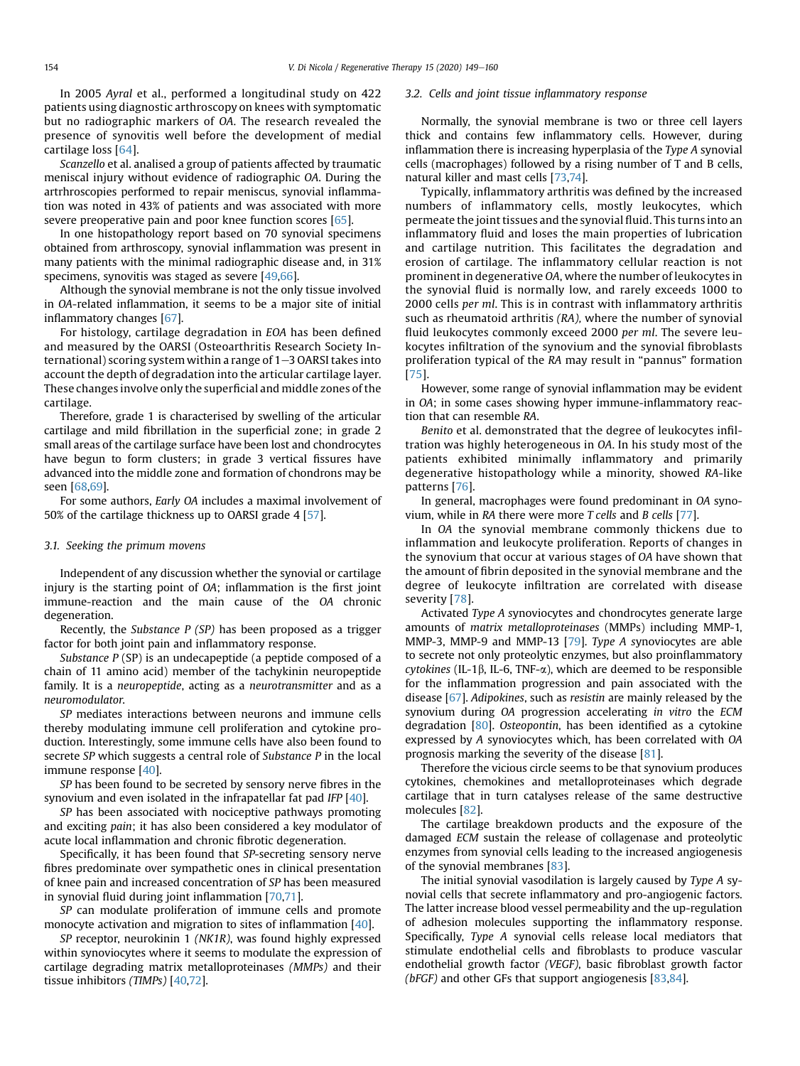In 2005 *Ayral* et al., performed a longitudinal study on 422 patients using diagnostic arthroscopy on knees with symptomatic but no radiographic markers of *OA*. The research revealed the presence of synovitis well before the development of medial cartilage loss [64].

*Scanzello* et al. analised a group of patients affected by traumatic meniscal injury without evidence of radiographic *OA*. During the artrhroscopies performed to repair meniscus, synovial inflammation was noted in 43% of patients and was associated with more severe preoperative pain and poor knee function scores [65].

In one histopathology report based on 70 synovial specimens obtained from arthroscopy, synovial inflammation was present in many patients with the minimal radiographic disease and, in 31% specimens, synovitis was staged as severe [49,66].

Although the synovial membrane is not the only tissue involved in *OA*-related inflammation, it seems to be a major site of initial inflammatory changes [67].

For histology, cartilage degradation in *EOA* has been defined and measured by the OARSI (Osteoarthritis Research Society International) scoring system within a range of 1–3 OARSI takes into account the depth of degradation into the articular cartilage layer. These changes involve only the superficial and middle zones of the cartilage.

Therefore, grade 1 is characterised by swelling of the articular cartilage and mild fibrillation in the superficial zone; in grade 2 small areas of the cartilage surface have been lost and chondrocytes have begun to form clusters; in grade 3 vertical fissures have advanced into the middle zone and formation of chondrons may be seen [68,69].

For some authors, *Early OA* includes a maximal involvement of 50% of the cartilage thickness up to OARSI grade 4 [57].

### 3.1. Seeking the primum movens

Independent of any discussion whether the synovial or cartilage injury is the starting point of *OA*; inflammation is the first joint immune-reaction and the main cause of the *OA* chronic degeneration.

Recently, the *Substance P (SP)* has been proposed as a trigger factor for both joint pain and inflammatory response.

*Substance P* (SP) is an undecapeptide (a peptide composed of a chain of 11 amino acid) member of the tachykinin neuropeptide family. It is a *neuropeptide*, acting as a *neurotransmitter* and as a *neuromodulator*.

*SP* mediates interactions between neurons and immune cells thereby modulating immune cell proliferation and cytokine production. Interestingly, some immune cells have also been found to secrete *SP* which suggests a central role of *Substance P* in the local immune response [40].

*SP* has been found to be secreted by sensory nerve fibres in the synovium and even isolated in the infrapatellar fat pad *IFP* [40].

*SP* has been associated with nociceptive pathways promoting and exciting *pain*; it has also been considered a key modulator of acute local inflammation and chronic fibrotic degeneration.

Specifically, it has been found that *SP*-secreting sensory nerve fibres predominate over sympathetic ones in clinical presentation of knee pain and increased concentration of *SP* has been measured in synovial fluid during joint inflammation [70,71].

*SP* can modulate proliferation of immune cells and promote monocyte activation and migration to sites of inflammation [40].

*SP* receptor, neurokinin 1 *(NK1R)*, was found highly expressed within synoviocytes where it seems to modulate the expression of cartilage degrading matrix metalloproteinases *(MMPs)* and their tissue inhibitors *(TIMPs)* [40,72].

### 3.2. Cells and joint tissue inflammatory response

Normally, the synovial membrane is two or three cell layers thick and contains few inflammatory cells. However, during inflammation there is increasing hyperplasia of the *Type A* synovial cells (macrophages) followed by a rising number of T and B cells, natural killer and mast cells [73,74].

Typically, inflammatory arthritis was defined by the increased numbers of inflammatory cells, mostly leukocytes, which permeate the joint tissues and the synovial fluid. This turns into an inflammatory fluid and loses the main properties of lubrication and cartilage nutrition. This facilitates the degradation and erosion of cartilage. The inflammatory cellular reaction is not prominent in degenerative *OA*, where the number of leukocytes in the synovial fluid is normally low, and rarely exceeds 1000 to 2000 cells *per ml*. This is in contrast with inflammatory arthritis such as rheumatoid arthritis *(RA)*, where the number of synovial fluid leukocytes commonly exceed 2000 *per ml*. The severe leukocytes infiltration of the synovium and the synovial fibroblasts proliferation typical of the *RA* may result in "pannus" formation [75].

However, some range of synovial inflammation may be evident in *OA*; in some cases showing hyper immune-inflammatory reaction that can resemble *RA*.

*Benito* et al. demonstrated that the degree of leukocytes infiltration was highly heterogeneous in *OA*. In his study most of the patients exhibited minimally inflammatory and primarily degenerative histopathology while a minority, showed *RA*-like patterns [76].

In general, macrophages were found predominant in *OA* synovium, while in *RA* there were more *T cells* and *B cells* [77].

In *OA* the synovial membrane commonly thickens due to inflammation and leukocyte proliferation. Reports of changes in the synovium that occur at various stages of *OA* have shown that the amount of fibrin deposited in the synovial membrane and the degree of leukocyte infiltration are correlated with disease severity [78].

Activated *Type A* synoviocytes and chondrocytes generate large amounts of *matrix metalloproteinases* (MMPs) including MMP-1, MMP-3, MMP-9 and MMP-13 [79]. *Type A* synoviocytes are able to secrete not only proteolytic enzymes, but also proinflammatory *cytokines* (IL-1β, IL-6, TNF-α), which are deemed to be responsible for the inflammation progression and pain associated with the disease [67]. *Adipokines*, such as *resistin* are mainly released by the synovium during *OA* progression accelerating *in vitro* the *ECM* degradation [80]. *Osteopontin*, has been identified as a cytokine expressed by *A* synoviocytes which, has been correlated with *OA* prognosis marking the severity of the disease [81].

Therefore the vicious circle seems to be that synovium produces cytokines, chemokines and metalloproteinases which degrade cartilage that in turn catalyses release of the same destructive molecules [82].

The cartilage breakdown products and the exposure of the damaged *ECM* sustain the release of collagenase and proteolytic enzymes from synovial cells leading to the increased angiogenesis of the synovial membranes [83].

The initial synovial vasodilation is largely caused by *Type A* synovial cells that secrete inflammatory and pro-angiogenic factors. The latter increase blood vessel permeability and the up-regulation of adhesion molecules supporting the inflammatory response. Specifically, *Type A* synovial cells release local mediators that stimulate endothelial cells and fibroblasts to produce vascular endothelial growth factor *(VEGF)*, basic fibroblast growth factor *(bFGF)* and other GFs that support angiogenesis [83,84].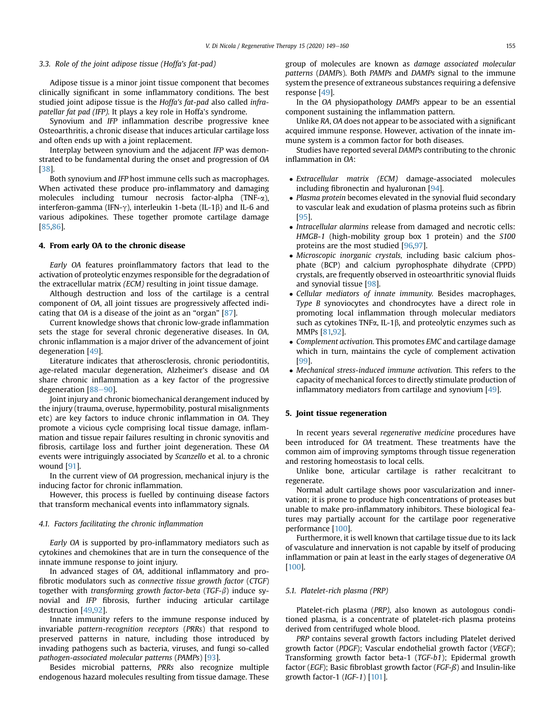### 3.3. Role of the joint adipose tissue (Hoffa's fat-pad)

Adipose tissue is a minor joint tissue component that becomes clinically significant in some inflammatory conditions. The best studied joint adipose tissue is the *Hoffa's fat-pad* also called *infrapatellar fat pad (IFP)*. It plays a key role in Hoffa's syndrome.

Synovium and *IFP* inflammation describe progressive knee Osteoarthritis, a chronic disease that induces articular cartilage loss and often ends up with a joint replacement.

Interplay between synovium and the adjacent *IFP* was demonstrated to be fundamental during the onset and progression of *OA* [38].

Both synovium and *IFP* host immune cells such as macrophages. When activated these produce pro-inflammatory and damaging molecules including tumour necrosis factor-alpha (TNF-$\alpha$), interferon-gamma (IFN-$\gamma$), interleukin 1-beta (IL-1$\beta$) and IL-6 and various adipokines. These together promote cartilage damage [85,86].

## 4. From early OA to the chronic disease

*Early OA* features proinflammatory factors that lead to the activation of proteolytic enzymes responsible for the degradation of the extracellular matrix *(ECM)* resulting in joint tissue damage.

Although destruction and loss of the cartilage is a central component of *OA*, all joint tissues are progressively affected indicating that *OA* is a disease of the joint as an "organ" [87].

Current knowledge shows that chronic low-grade inflammation sets the stage for several chronic degenerative diseases. In *OA*, chronic inflammation is a major driver of the advancement of joint degeneration [49].

Literature indicates that atherosclerosis, chronic periodontitis, age-related macular degeneration, Alzheimer's disease and *OA* share chronic inflammation as a key factor of the progressive degeneration [88–90].

Joint injury and chronic biomechanical derangement induced by the injury (trauma, overuse, hypermobility, postural misalignments etc) are key factors to induce chronic inflammation in *OA*. They promote a vicious cycle comprising local tissue damage, inflammation and tissue repair failures resulting in chronic synovitis and fibrosis, cartilage loss and further joint degeneration. These *OA* events were intriguingly associated by *Scanzello* et al. to a chronic wound [91].

In the current view of *OA* progression, mechanical injury is the inducing factor for chronic inflammation.

However, this process is fuelled by continuing disease factors that transform mechanical events into inflammatory signals.

### 4.1. Factors facilitating the chronic inflammation

*Early OA* is supported by pro-inflammatory mediators such as cytokines and chemokines that are in turn the consequence of the innate immune response to joint injury.

In advanced stages of *OA*, additional inflammatory and pro-fibrotic modulators such as *connective tissue growth factor* (*CTGF*) together with *transforming growth factor-beta* (*TGF-$\beta$*) induce synovial and *IFP* fibrosis, further inducing articular cartilage destruction [49,92].

Innate immunity refers to the immune response induced by invariable *pattern-recognition receptors* (*PRRs*) that respond to preserved patterns in nature, including those introduced by invading pathogens such as bacteria, viruses, and fungi so-called *pathogen-associated molecular patterns* (*PAMPs*) [93].

Besides microbial patterns, *PRRs* also recognize multiple endogenous hazard molecules resulting from tissue damage. These group of molecules are known as *damage associated molecular patterns* (*DAMPs*). Both *PAMPs* and *DAMPs* signal to the immune system the presence of extraneous substances requiring a defensive response [49].

In the *OA* physiopathology *DAMPs* appear to be an essential component sustaining the inflammation pattern.

Unlike *RA*, *OA* does not appear to be associated with a significant acquired immune response. However, activation of the innate immune system is a common factor for both diseases.

Studies have reported several *DAMPs* contributing to the chronic inflammation in *OA*:

- *Extracellular matrix (ECM)* damage-associated molecules including fibronectin and hyaluronan [94].
- *Plasma protein* becomes elevated in the synovial fluid secondary to vascular leak and exudation of plasma proteins such as fibrin [95].
- *Intracellular alarmins* release from damaged and necrotic cells: *HMGB-1* (high-mobility group box 1 protein) and the *S100* proteins are the most studied [96,97].
- *Microscopic inorganic crystals*, including basic calcium phosphate (BCP) and calcium pyrophosphate dihydrate (CPPD) crystals, are frequently observed in osteoarthritic synovial fluids and synovial tissue [98].
- *Cellular mediators of innate immunity.* Besides macrophages, *Type B* synoviocytes and chondrocytes have a direct role in promoting local inflammation through molecular mediators such as cytokines TNF$\alpha$, IL-1$\beta$, and proteolytic enzymes such as MMPs [81,92].
- *Complement activation.* This promotes *EMC* and cartilage damage which in turn, maintains the cycle of complement activation [99].
- *Mechanical stress-induced immune activation.* This refers to the capacity of mechanical forces to directly stimulate production of inflammatory mediators from cartilage and synovium [49].

## 5. Joint tissue regeneration

In recent years several *regenerative medicine* procedures have been introduced for *OA* treatment. These treatments have the common aim of improving symptoms through tissue regeneration and restoring homeostasis to local cells.

Unlike bone, articular cartilage is rather recalcitrant to regenerate.

Normal adult cartilage shows poor vascularization and innervation; it is prone to produce high concentrations of proteases but unable to make pro-inflammatory inhibitors. These biological features may partially account for the cartilage poor regenerative performance [100].

Furthermore, it is well known that cartilage tissue due to its lack of vasculature and innervation is not capable by itself of producing inflammation or pain at least in the early stages of degenerative *OA* [100].

### 5.1. Platelet-rich plasma (PRP)

Platelet-rich plasma (*PRP*), also known as autologous conditioned plasma, is a concentrate of platelet-rich plasma proteins derived from centrifuged whole blood.

*PRP* contains several growth factors including Platelet derived growth factor (*PDGF*); Vascular endothelial growth factor (*VEGF*); Transforming growth factor beta-1 (*TGF-b1*); Epidermal growth factor (*EGF*); Basic fibroblast growth factor (*FGF-ß*) and Insulin-like growth factor-1 (*IGF-1*) [101].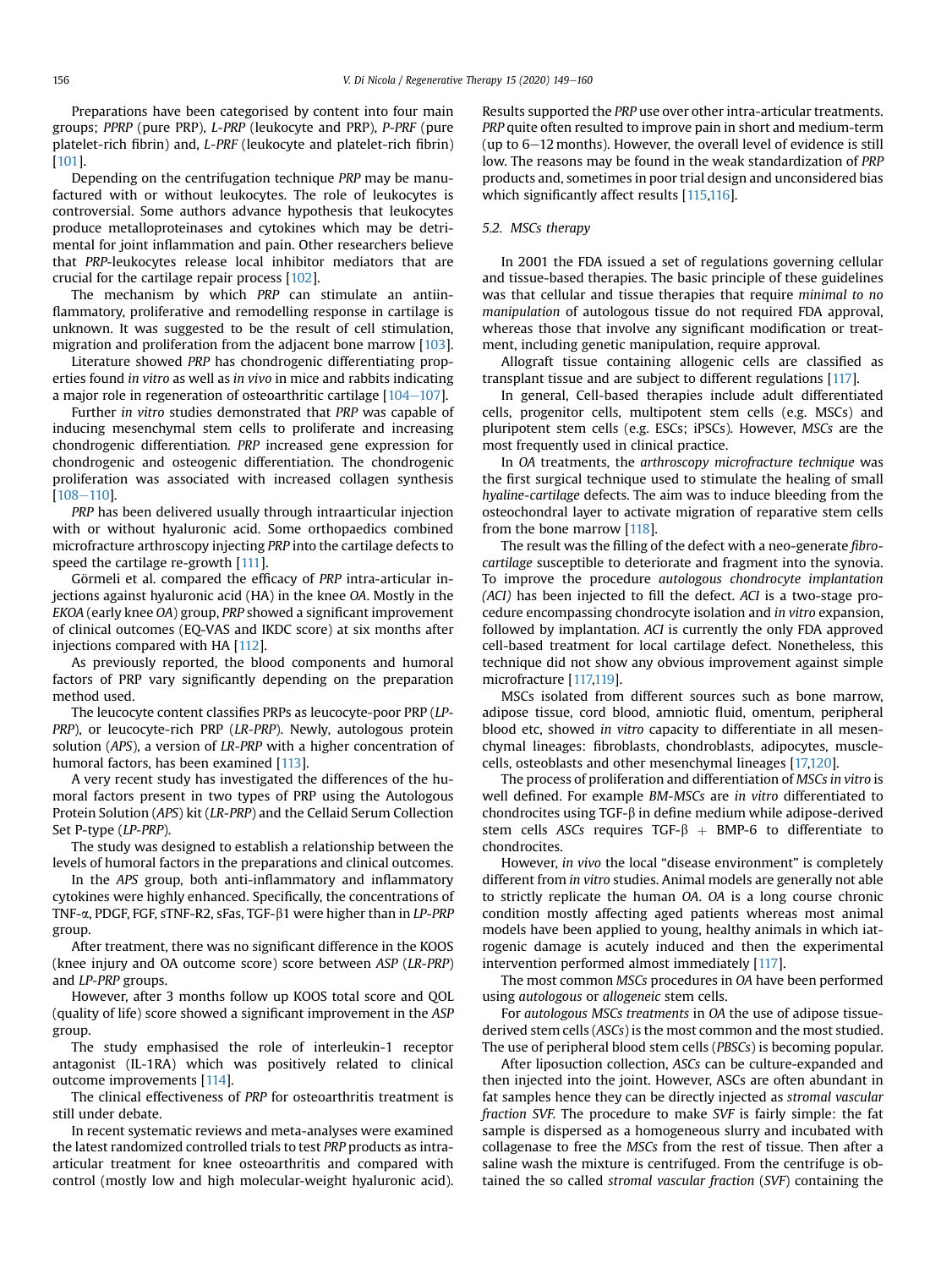Preparations have been categorised by content into four main groups; *PPRP* (pure PRP), *L-PRP* (leukocyte and PRP), *P-PRF* (pure platelet-rich fibrin) and, *L-PRF* (leukocyte and platelet-rich fibrin) [101].

Depending on the centrifugation technique *PRP* may be manufactured with or without leukocytes. The role of leukocytes is controversial. Some authors advance hypothesis that leukocytes produce metalloproteinases and cytokines which may be detrimental for joint inflammation and pain. Other researchers believe that *PRP*-leukocytes release local inhibitor mediators that are crucial for the cartilage repair process [102].

The mechanism by which *PRP* can stimulate an antiinflammatory, proliferative and remodelling response in cartilage is unknown. It was suggested to be the result of cell stimulation, migration and proliferation from the adjacent bone marrow [103].

Literature showed *PRP* has chondrogenic differentiating properties found *in vitro* as well as *in vivo* in mice and rabbits indicating a major role in regeneration of osteoarthritic cartilage [104–107].

Further *in vitro* studies demonstrated that *PRP* was capable of inducing mesenchymal stem cells to proliferate and increasing chondrogenic differentiation. *PRP* increased gene expression for chondrogenic and osteogenic differentiation. The chondrogenic proliferation was associated with increased collagen synthesis [108–110].

*PRP* has been delivered usually through intraarticular injection with or without hyaluronic acid. Some orthopaedics combined microfracture arthroscopy injecting *PRP* into the cartilage defects to speed the cartilage re-growth [111].

Görmeli et al. compared the efficacy of *PRP* intra-articular injections against hyaluronic acid (HA) in the knee *OA*. Mostly in the *EKOA* (early knee *OA*) group, *PRP* showed a significant improvement of clinical outcomes (EQ-VAS and IKDC score) at six months after injections compared with HA [112].

As previously reported, the blood components and humoral factors of PRP vary significantly depending on the preparation method used.

The leucocyte content classifies PRPs as leucocyte-poor PRP (*LP-PRP*), or leucocyte-rich PRP (*LR-PRP*). Newly, autologous protein solution (*APS*), a version of *LR-PRP* with a higher concentration of humoral factors, has been examined [113].

A very recent study has investigated the differences of the humoral factors present in two types of PRP using the Autologous Protein Solution (*APS*) kit (*LR-PRP*) and the Cellaid Serum Collection Set P-type (*LP-PRP*).

The study was designed to establish a relationship between the levels of humoral factors in the preparations and clinical outcomes.

In the *APS* group, both anti-inflammatory and inflammatory cytokines were highly enhanced. Specifically, the concentrations of TNF-α, PDGF, FGF, sTNF-R2, sFas, TGF-β1 were higher than in *LP-PRP* group.

After treatment, there was no significant difference in the KOOS (knee injury and OA outcome score) score between *ASP* (*LR-PRP*) and *LP-PRP* groups.

However, after 3 months follow up KOOS total score and QOL (quality of life) score showed a significant improvement in the *ASP* group.

The study emphasised the role of interleukin-1 receptor antagonist (IL-1RA) which was positively related to clinical outcome improvements [114].

The clinical effectiveness of *PRP* for osteoarthritis treatment is still under debate.

In recent systematic reviews and meta-analyses were examined the latest randomized controlled trials to test *PRP* products as intra-articular treatment for knee osteoarthritis and compared with control (mostly low and high molecular-weight hyaluronic acid). Results supported the *PRP* use over other intra-articular treatments. *PRP* quite often resulted to improve pain in short and medium-term (up to 6–12 months). However, the overall level of evidence is still low. The reasons may be found in the weak standardization of *PRP* products and, sometimes in poor trial design and unconsidered bias which significantly affect results [115,116].

### 5.2. MSCs therapy

In 2001 the FDA issued a set of regulations governing cellular and tissue-based therapies. The basic principle of these guidelines was that cellular and tissue therapies that require *minimal to no manipulation* of autologous tissue do not required FDA approval, whereas those that involve any significant modification or treatment, including genetic manipulation, require approval.

Allograft tissue containing allogenic cells are classified as transplant tissue and are subject to different regulations [117].

In general, Cell-based therapies include adult differentiated cells, progenitor cells, multipotent stem cells (e.g. MSCs) and pluripotent stem cells (e.g. ESCs; iPSCs). However, *MSCs* are the most frequently used in clinical practice.

In *OA* treatments, the *arthroscopy microfracture technique* was the first surgical technique used to stimulate the healing of small *hyaline-cartilage* defects. The aim was to induce bleeding from the osteochondral layer to activate migration of reparative stem cells from the bone marrow [118].

The result was the filling of the defect with a neo-generate *fibro-cartilage* susceptible to deteriorate and fragment into the synovia. To improve the procedure *autologous chondrocyte implantation (ACI)* has been injected to fill the defect. *ACI* is a two-stage procedure encompassing chondrocyte isolation and *in vitro* expansion, followed by implantation. *ACI* is currently the only FDA approved cell-based treatment for local cartilage defect. Nonetheless, this technique did not show any obvious improvement against simple microfracture [117,119].

MSCs isolated from different sources such as bone marrow, adipose tissue, cord blood, amniotic fluid, omentum, peripheral blood etc, showed *in vitro* capacity to differentiate in all mesenchymal lineages: fibroblasts, chondroblasts, adipocytes, muscle-cells, osteoblasts and other mesenchymal lineages [17,120].

The process of proliferation and differentiation of *MSCs in vitro* is well defined. For example *BM-MSCs* are *in vitro* differentiated to chondrocites using TGF-β in define medium while adipose-derived stem cells *ASCs* requires TGF-β + BMP-6 to differentiate to chondrocites.

However, *in vivo* the local "disease environment" is completely different from *in vitro* studies. Animal models are generally not able to strictly replicate the human *OA*. *OA* is a long course chronic condition mostly affecting aged patients whereas most animal models have been applied to young, healthy animals in which iatrogenic damage is acutely induced and then the experimental intervention performed almost immediately [117].

The most common *MSCs* procedures in *OA* have been performed using *autologous* or *allogeneic* stem cells.

For *autologous MSCs treatments* in *OA* the use of adipose tissue-derived stem cells (*ASCs*) is the most common and the most studied. The use of peripheral blood stem cells (*PBSCs*) is becoming popular.

After liposuction collection, *ASCs* can be culture-expanded and then injected into the joint. However, ASCs are often abundant in fat samples hence they can be directly injected as *stromal vascular fraction SVF*. The procedure to make *SVF* is fairly simple: the fat sample is dispersed as a homogeneous slurry and incubated with collagenase to free the *MSCs* from the rest of tissue. Then after a saline wash the mixture is centrifuged. From the centrifuge is obtained the so called *stromal vascular fraction* (*SVF*) containing the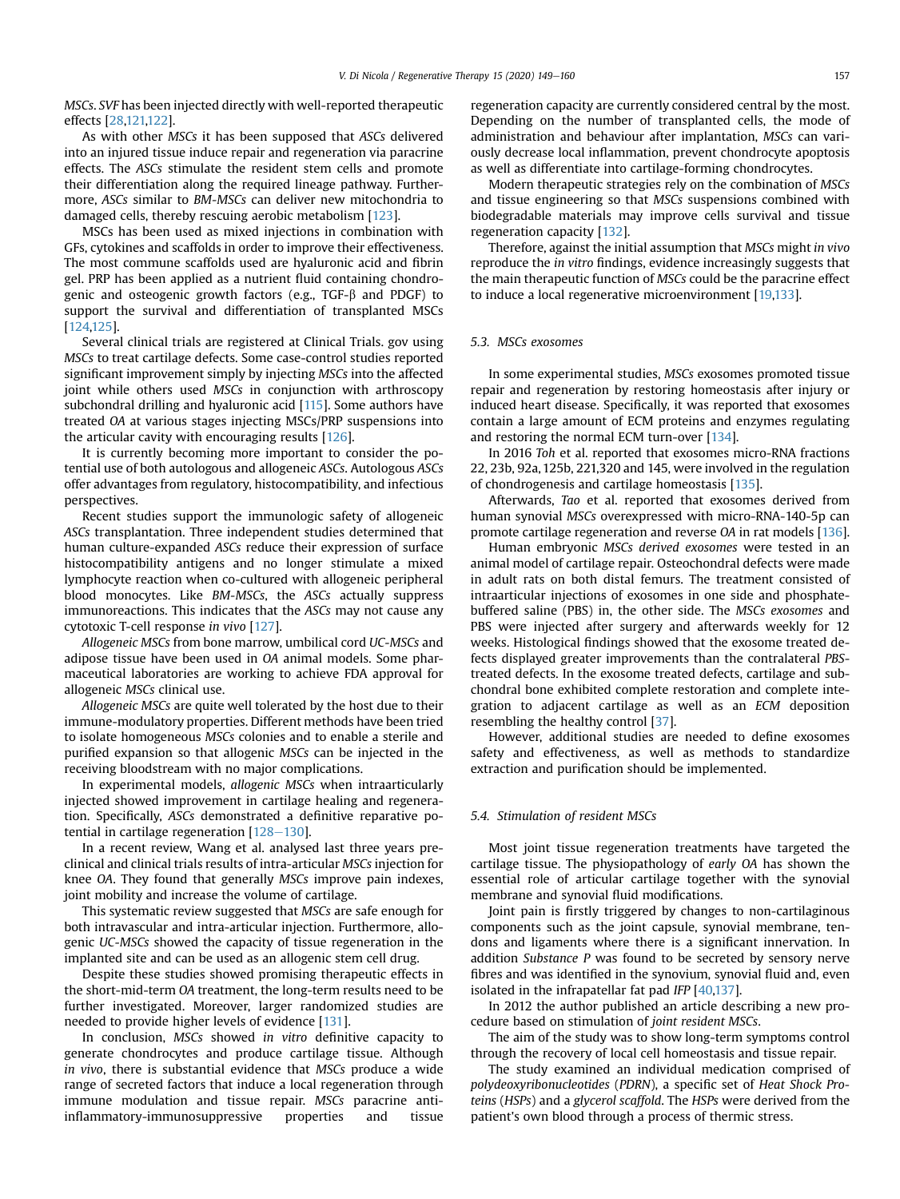*MSCs*. *SVF* has been injected directly with well-reported therapeutic effects [28,121,122].

As with other *MSCs* it has been supposed that *ASCs* delivered into an injured tissue induce repair and regeneration via paracrine effects. The *ASCs* stimulate the resident stem cells and promote their differentiation along the required lineage pathway. Furthermore, *ASCs* similar to *BM-MSCs* can deliver new mitochondria to damaged cells, thereby rescuing aerobic metabolism [123].

MSCs has been used as mixed injections in combination with GFs, cytokines and scaffolds in order to improve their effectiveness. The most commune scaffolds used are hyaluronic acid and fibrin gel. PRP has been applied as a nutrient fluid containing chondrogenic and osteogenic growth factors (e.g., TGF-β and PDGF) to support the survival and differentiation of transplanted MSCs [124,125].

Several clinical trials are registered at Clinical Trials. gov using *MSCs* to treat cartilage defects. Some case-control studies reported significant improvement simply by injecting *MSCs* into the affected joint while others used *MSCs* in conjunction with arthroscopy subchondral drilling and hyaluronic acid [115]. Some authors have treated *OA* at various stages injecting MSCs/PRP suspensions into the articular cavity with encouraging results [126].

It is currently becoming more important to consider the potential use of both autologous and allogeneic *ASCs*. Autologous *ASCs* offer advantages from regulatory, histocompatibility, and infectious perspectives.

Recent studies support the immunologic safety of allogeneic *ASCs* transplantation. Three independent studies determined that human culture-expanded *ASCs* reduce their expression of surface histocompatibility antigens and no longer stimulate a mixed lymphocyte reaction when co-cultured with allogeneic peripheral blood monocytes. Like *BM-MSCs*, the *ASCs* actually suppress immunoreactions. This indicates that the *ASCs* may not cause any cytotoxic T-cell response *in vivo* [127].

*Allogeneic MSCs* from bone marrow, umbilical cord *UC-MSCs* and adipose tissue have been used in *OA* animal models. Some pharmaceutical laboratories are working to achieve FDA approval for allogeneic *MSCs* clinical use.

*Allogeneic MSCs* are quite well tolerated by the host due to their immune-modulatory properties. Different methods have been tried to isolate homogeneous *MSCs* colonies and to enable a sterile and purified expansion so that allogenic *MSCs* can be injected in the receiving bloodstream with no major complications.

In experimental models, *allogenic MSCs* when intraarticularly injected showed improvement in cartilage healing and regeneration. Specifically, *ASCs* demonstrated a definitive reparative potential in cartilage regeneration [128–130].

In a recent review, Wang et al. analysed last three years preclinical and clinical trials results of intra-articular *MSCs* injection for knee *OA*. They found that generally *MSCs* improve pain indexes, joint mobility and increase the volume of cartilage.

This systematic review suggested that *MSCs* are safe enough for both intravascular and intra-articular injection. Furthermore, allogenic *UC-MSCs* showed the capacity of tissue regeneration in the implanted site and can be used as an allogenic stem cell drug.

Despite these studies showed promising therapeutic effects in the short-mid-term *OA* treatment, the long-term results need to be further investigated. Moreover, larger randomized studies are needed to provide higher levels of evidence [131].

In conclusion, *MSCs* showed *in vitro* definitive capacity to generate chondrocytes and produce cartilage tissue. Although *in vivo*, there is substantial evidence that *MSCs* produce a wide range of secreted factors that induce a local regeneration through immune modulation and tissue repair. *MSCs* paracrine anti-inflammatory-immunosuppressive properties and tissue regeneration capacity are currently considered central by the most. Depending on the number of transplanted cells, the mode of administration and behaviour after implantation, *MSCs* can variously decrease local inflammation, prevent chondrocyte apoptosis as well as differentiate into cartilage-forming chondrocytes.

Modern therapeutic strategies rely on the combination of *MSCs* and tissue engineering so that *MSCs* suspensions combined with biodegradable materials may improve cells survival and tissue regeneration capacity [132].

Therefore, against the initial assumption that *MSCs* might *in vivo* reproduce the *in vitro* findings, evidence increasingly suggests that the main therapeutic function of *MSCs* could be the paracrine effect to induce a local regenerative microenvironment [19,133].

### 5.3. MSCs exosomes

In some experimental studies, *MSCs* exosomes promoted tissue repair and regeneration by restoring homeostasis after injury or induced heart disease. Specifically, it was reported that exosomes contain a large amount of ECM proteins and enzymes regulating and restoring the normal ECM turn-over [134].

In 2016 *Toh* et al. reported that exosomes micro-RNA fractions 22, 23b, 92a, 125b, 221,320 and 145, were involved in the regulation of chondrogenesis and cartilage homeostasis [135].

Afterwards, *Tao* et al. reported that exosomes derived from human synovial *MSCs* overexpressed with micro-RNA-140-5p can promote cartilage regeneration and reverse *OA* in rat models [136].

Human embryonic *MSCs derived exosomes* were tested in an animal model of cartilage repair. Osteochondral defects were made in adult rats on both distal femurs. The treatment consisted of intraarticular injections of exosomes in one side and phosphate-buffered saline (PBS) in, the other side. The *MSCs exosomes* and PBS were injected after surgery and afterwards weekly for 12 weeks. Histological findings showed that the exosome treated defects displayed greater improvements than the contralateral *PBS*-treated defects. In the exosome treated defects, cartilage and subchondral bone exhibited complete restoration and complete integration to adjacent cartilage as well as an *ECM* deposition resembling the healthy control [37].

However, additional studies are needed to define exosomes safety and effectiveness, as well as methods to standardize extraction and purification should be implemented.

### 5.4. Stimulation of resident MSCs

Most joint tissue regeneration treatments have targeted the cartilage tissue. The physiopathology of *early OA* has shown the essential role of articular cartilage together with the synovial membrane and synovial fluid modifications.

Joint pain is firstly triggered by changes to non-cartilaginous components such as the joint capsule, synovial membrane, tendons and ligaments where there is a significant innervation. In addition *Substance P* was found to be secreted by sensory nerve fibres and was identified in the synovium, synovial fluid and, even isolated in the infrapatellar fat pad *IFP* [40,137].

In 2012 the author published an article describing a new procedure based on stimulation of *joint resident MSCs*.

The aim of the study was to show long-term symptoms control through the recovery of local cell homeostasis and tissue repair.

The study examined an individual medication comprised of *polydeoxyribonucleotides* (*PDRN*), a specific set of *Heat Shock Proteins* (*HSPs*) and a *glycerol scaffold*. The *HSPs* were derived from the patient's own blood through a process of thermic stress.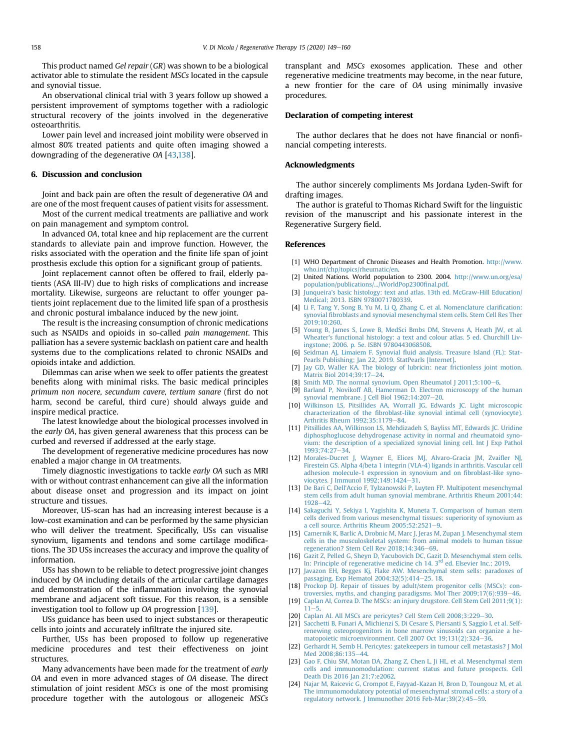This product named *Gel repair* (*GR*) was shown to be a biological activator able to stimulate the resident *MSCs* located in the capsule and synovial tissue.

An observational clinical trial with 3 years follow up showed a persistent improvement of symptoms together with a radiologic structural recovery of the joints involved in the degenerative osteoarthritis.

Lower pain level and increased joint mobility were observed in almost 80% treated patients and quite often imaging showed a downgrading of the degenerative *OA* [43,138].

## 6. Discussion and conclusion

Joint and back pain are often the result of degenerative *OA* and are one of the most frequent causes of patient visits for assessment.

Most of the current medical treatments are palliative and work on pain management and symptom control.

In advanced *OA*, total knee and hip replacement are the current standards to alleviate pain and improve function. However, the risks associated with the operation and the finite life span of joint prosthesis exclude this option for a significant group of patients.

Joint replacement cannot often be offered to frail, elderly patients (ASA III-IV) due to high risks of complications and increase mortality. Likewise, surgeons are reluctant to offer younger patients joint replacement due to the limited life span of a prosthesis and chronic postural imbalance induced by the new joint.

The result is the increasing consumption of chronic medications such as NSAIDs and opioids in so-called *pain management*. This palliation has a severe systemic backlash on patient care and health systems due to the complications related to chronic NSAIDs and opioids intake and addiction.

Dilemmas can arise when we seek to offer patients the greatest benefits along with minimal risks. The basic medical principles *primum non nocere, secundum cavere, tertium sanare* (first do not harm, second be careful, third cure) should always guide and inspire medical practice.

The latest knowledge about the biological processes involved in the *early OA*, has given general awareness that this process can be curbed and reversed if addressed at the early stage.

The development of regenerative medicine procedures has now enabled a major change in *OA* treatments.

Timely diagnostic investigations to tackle *early OA* such as MRI with or without contrast enhancement can give all the information about disease onset and progression and its impact on joint structure and tissues.

Moreover, US-scan has had an increasing interest because is a low-cost examination and can be performed by the same physician who will deliver the treatment. Specifically, USs can visualise synovium, ligaments and tendons and some cartilage modifications. The 3D USs increases the accuracy and improve the quality of information.

USs has shown to be reliable to detect progressive joint changes induced by *OA* including details of the articular cartilage damages and demonstration of the inflammation involving the synovial membrane and adjacent soft tissue. For this reason, is a sensible investigation tool to follow up *OA* progression [139].

USs guidance has been used to inject substances or therapeutic cells into joints and accurately infiltrate the injured site.

Further, USs has been proposed to follow up regenerative medicine procedures and test their effectiveness on joint structures.

Many advancements have been made for the treatment of *early OA* and even in more advanced stages of *OA* disease. The direct stimulation of joint resident *MSCs* is one of the most promising procedure together with the autologous or allogeneic *MSCs* transplant and *MSCs* exosomes application. These and other regenerative medicine treatments may become, in the near future, a new frontier for the care of *OA* using minimally invasive procedures.

### Declaration of competing interest

The author declares that he does not have financial or nonfinancial competing interests.

### Acknowledgments

The author sincerely compliments Ms Jordana Lyden-Swift for drafting images.

The author is grateful to Thomas Richard Swift for the linguistic revision of the manuscript and his passionate interest in the Regenerative Surgery field.

### References

[1] WHO Department of Chronic Diseases and Health Promotion. http://www.who.int/chp/topics/rheumatic/en.

[2] United Nations. World population to 2300. 2004. http://www.un.org/esa/population/publications/.../WorldPop2300final.pdf.

[3] Junqueira's basic histology: text and atlas. 13th ed. McGraw-Hill Education/Medical; 2013. ISBN 9780071780339.

[4] Li F, Tang Y, Song B, Yu M, Li Q, Zhang C, et al. Nomenclature clarification: synovial fibroblasts and synovial mesenchymal stem cells. Stem Cell Res Ther 2019;10:260.

[5] Young B, James S, Lowe B, MedSci Bmbs DM, Stevens A, Heath JW, et al. Wheater's functional histology: a text and colour atlas. 5 ed. Churchill Livingstone; 2006. p. 5e. ISBN 9780443068508.

[6] Seidman AJ, Limaiem F. Synovial fluid analysis. Treasure Island (FL): StatPearls Publishing; Jan 22, 2019. StatPearls [Internet].

[7] Jay GD, Waller KA. The biology of lubricin: near frictionless joint motion. Matrix Biol 2014;39:17–24.

[8] Smith MD. The normal synovium. Open Rheumatol J 2011;5:100–6.

[9] Barland P, Novikoff AB, Hamerman D. Electron microscopy of the human synovial membrane. J Cell Biol 1962;14:207–20.

[10] Wilkinson LS, Pitsillides AA, Worrall JG, Edwards JC. Light microscopic characterization of the fibroblast-like synovial intimal cell (synoviocyte). Arthritis Rheum 1992;35:1179–84.

[11] Pitsillides AA, Wilkinson LS, Mehdizadeh S, Bayliss MT, Edwards JC. Uridine diphosphoglucose dehydrogenase activity in normal and rheumatoid synovium: the description of a specialized synovial lining cell. Int J Exp Pathol 1993;74:27–34.

[12] Morales-Ducret J, Wayner E, Elices MJ, Alvaro-Gracia JM, Zvaifler NJ, Firestein GS. Alpha 4/beta 1 integrin (VLA-4) ligands in arthritis. Vascular cell adhesion molecule-1 expression in synovium and on fibroblast-like synoviocytes. J Immunol 1992;149:1424–31.

[13] De Bari C, Dell'Accio F, Tylzanowski P, Luyten FP. Multipotent mesenchymal stem cells from adult human synovial membrane. Arthritis Rheum 2001;44:1928–42.

[14] Sakaguchi Y, Sekiya I, Yagishita K, Muneta T. Comparison of human stem cells derived from various mesenchymal tissues: superiority of synovium as a cell source. Arthritis Rheum 2005;52:2521–9.

[15] Camernik K, Barlic A, Drobnic M, Marc J, Jeras M, Zupan J. Mesenchymal stem cells in the musculoskeletal system: from animal models to human tissue regeneration? Stem Cell Rev 2018;14:346–69.

[16] Gazit Z, Pelled G, Sheyn D, Yacubovich DC, Gazit D. Mesenchymal stem cells. In: Principle of regenerative medicine ch 14. 3rd ed. Elsevier Inc.; 2019.

[17] Javazon EH, Begges Kj, Flake AW. Mesenchymal stem sells: paradoxes of passaging. Exp Hematol 2004;32(5):414–25. 18.

[18] Prockop DJ. Repair of tissues by adult/stem progenitor cells (MSCs): controversies, myths, and changing paradigms. Mol Ther 2009;17(6):939–46.

[19] Caplan AI, Correa D. The MSCs: an injury drugstore. Cell Stem Cell 2011;9(1):11–5.

[20] Caplan AI. All MSCs are pericytes? Cell Stem Cell 2008;3:229–30.

[21] Sacchetti B, Funari A, Michienzi S, Di Cesare S, Piersanti S, Saggio I, et al. Self-renewing osteoprogenitors in bone marrow sinusoids can organize a hematopoietic microenvironment. Cell 2007 Oct 19;131(2):324–36.

[22] Gerhardt H, Semb H. Pericytes: gatekeepers in tumour cell metastasis? J Mol Med 2008;86:135–44.

[23] Gao F, Chiu SM, Motan DA, Zhang Z, Chen L, Ji HL, et al. Mesenchymal stem cells and immunomodulation: current status and future prospects. Cell Death Dis 2016 Jan 21;7:e2062.

[24] Najar M, Raicevic G, Crompot E, Fayyad-Kazan H, Bron D, Toungouz M, et al. The immunomodulatory potential of mesenchymal stromal cells: a story of a regulatory network. J Immunother 2016 Feb-Mar;39(2):45–59.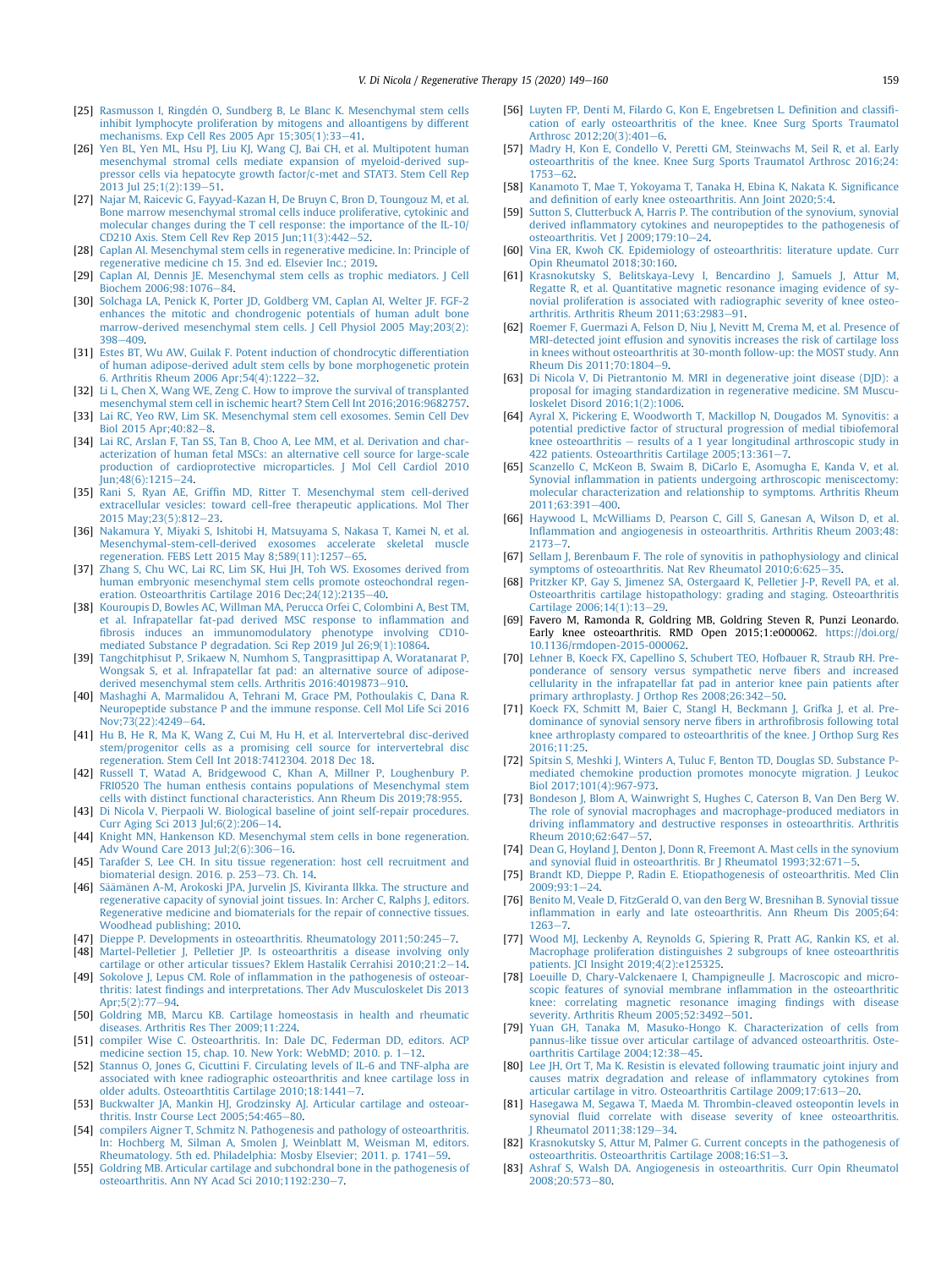[25] Rasmusson I, Ringdén O, Sundberg B, Le Blanc K. Mesenchymal stem cells inhibit lymphocyte proliferation by mitogens and alloantigens by different mechanisms. Exp Cell Res 2005 Apr 15;305(1):33–41.

[26] Yen BL, Yen ML, Hsu PJ, Liu KJ, Wang CJ, Bai CH, et al. Multipotent human mesenchymal stromal cells mediate expansion of myeloid-derived suppressor cells via hepatocyte growth factor/c-met and STAT3. Stem Cell Rep 2013 Jul 25;1(2):139–51.

[27] Najar M, Raicevic G, Fayyad-Kazan H, De Bruyn C, Bron D, Toungouz M, et al. Bone marrow mesenchymal stromal cells induce proliferative, cytokinic and molecular changes during the T cell response: the importance of the IL-10/CD210 Axis. Stem Cell Rev Rep 2015 Jun;11(3):442–52.

[28] Caplan AI. Mesenchymal stem cells in regenerative medicine. In: Principle of regenerative medicine ch 15. 3nd ed. Elsevier Inc.; 2019.

[29] Caplan AI, Dennis JE. Mesenchymal stem cells as trophic mediators. J Cell Biochem 2006;98:1076–84.

[30] Solchaga LA, Penick K, Porter JD, Goldberg VM, Caplan AI, Welter JF. FGF-2 enhances the mitotic and chondrogenic potentials of human adult bone marrow-derived mesenchymal stem cells. J Cell Physiol 2005 May;203(2):398–409.

[31] Estes BT, Wu AW, Guilak F. Potent induction of chondrocytic differentiation of human adipose-derived adult stem cells by bone morphogenetic protein 6. Arthritis Rheum 2006 Apr;54(4):1222–32.

[32] Li L, Chen X, Wang WE, Zeng C. How to improve the survival of transplanted mesenchymal stem cell in ischemic heart? Stem Cell Int 2016;2016:9682757.

[33] Lai RC, Yeo RW, Lim SK. Mesenchymal stem cell exosomes. Semin Cell Dev Biol 2015 Apr;40:82–8.

[34] Lai RC, Arslan F, Tan SS, Tan B, Choo A, Lee MM, et al. Derivation and characterization of human fetal MSCs: an alternative cell source for large-scale production of cardioprotective microparticles. J Mol Cell Cardiol 2010 Jun;48(6):1215–24.

[35] Rani S, Ryan AE, Griffin MD, Ritter T. Mesenchymal stem cell-derived extracellular vesicles: toward cell-free therapeutic applications. Mol Ther 2015 May;23(5):812–23.

[36] Nakamura Y, Miyaki S, Ishitobi H, Matsuyama S, Nakasa T, Kamei N, et al. Mesenchymal-stem-cell-derived exosomes accelerate skeletal muscle regeneration. FEBS Lett 2015 May 8;589(11):1257–65.

[37] Zhang S, Chu WC, Lai RC, Lim SK, Hui JH, Toh WS. Exosomes derived from human embryonic mesenchymal stem cells promote osteochondral regeneration. Osteoarthritis Cartilage 2016 Dec;24(12):2135–40.

[38] Kouroupis D, Bowles AC, Willman MA, Perucca Orfei C, Colombini A, Best TM, et al. Infrapatellar fat-pad derived MSC response to inflammation and fibrosis induces an immunomodulatory phenotype involving CD10-mediated Substance P degradation. Sci Rep 2019 Jul 26;9(1):10864.

[39] Tangchitphisut P, Srikaew N, Numhom S, Tangprasittipap A, Woratanarat P, Wongsak S, et al. Infrapatellar fat pad: an alternative source of adipose-derived mesenchymal stem cells. Arthritis 2016:4019873–910.

[40] Mashaghi A, Marmalidou A, Tehrani M, Grace PM, Pothoulakis C, Dana R. Neuropeptide substance P and the immune response. Cell Mol Life Sci 2016 Nov;73(22):4249–64.

[41] Hu B, He R, Ma K, Wang Z, Cui M, Hu H, et al. Intervertebral disc-derived stem/progenitor cells as a promising cell source for intervertebral disc regeneration. Stem Cell Int 2018:7412304. 2018 Dec 18.

[42] Russell T, Watad A, Bridgewood C, Khan A, Millner P, Loughenbury P. FRI0520 The human enthesis contains populations of Mesenchymal stem cells with distinct functional characteristics. Ann Rheum Dis 2019;78:955.

[43] Di Nicola V, Pierpaoli W. Biological baseline of joint self-repair procedures. Curr Aging Sci 2013 Jul;6(2):206–14.

[44] Knight MN, Hankenson KD. Mesenchymal stem cells in bone regeneration. Adv Wound Care 2013 Jul;2(6):306–16.

[45] Tarafder S, Lee CH. In situ tissue regeneration: host cell recruitment and biomaterial design. 2016. p. 253–73. Ch. 14.

[46] Säämänen A-M, Arokoski JPA, Jurvelin JS, Kiviranta Ilkka. The structure and regenerative capacity of synovial joint tissues. In: Archer C, Ralphs J, editors. Regenerative medicine and biomaterials for the repair of connective tissues. Woodhead publishing; 2010.

[47] Dieppe P. Developments in osteoarthritis. Rheumatology 2011;50:245–7.

[48] Martel-Pelletier J, Pelletier JP. Is osteoarthritis a disease involving only cartilage or other articular tissues? Eklem Hastalik Cerrahisi 2010;21:2–14.

[49] Sokolove J, Lepus CM. Role of inflammation in the pathogenesis of osteoarthritis: latest findings and interpretations. Ther Adv Musculoskelet Dis 2013 Apr;5(2):77–94.

[50] Goldring MB, Marcu KB. Cartilage homeostasis in health and rheumatic diseases. Arthritis Res Ther 2009;11:224.

[51] compiler Wise C. Osteoarthritis. In: Dale DC, Federman DD, editors. ACP medicine section 15, chap. 10. New York: WebMD; 2010. p. 1–12.

[52] Stannus O, Jones G, Cicuttini F. Circulating levels of IL-6 and TNF-alpha are associated with knee radiographic osteoarthritis and knee cartilage loss in older adults. Osteoarthritis Cartilage 2010;18:1441–7.

[53] Buckwalter JA, Mankin HJ, Grodzinsky AJ. Articular cartilage and osteoarthritis. Instr Course Lect 2005;54:465–80.

[54] compilers Aigner T, Schmitz N. Pathogenesis and pathology of osteoarthritis. In: Hochberg M, Silman A, Smolen J, Weinblatt M, Weisman M, editors. Rheumatology. 5th ed. Philadelphia: Mosby Elsevier; 2011. p. 1741–59.

[55] Goldring MB. Articular cartilage and subchondral bone in the pathogenesis of osteoarthritis. Ann NY Acad Sci 2010;1192:230–7.

[56] Luyten FP, Denti M, Filardo G, Kon E, Engebretsen L. Definition and classification of early osteoarthritis of the knee. Knee Surg Sports Traumatol Arthrosc 2012;20(3):401–6.

[57] Madry H, Kon E, Condello V, Peretti GM, Steinwachs M, Seil R, et al. Early osteoarthritis of the knee. Knee Surg Sports Traumatol Arthrosc 2016;24:1753–62.

[58] Kanamoto T, Mae T, Yokoyama T, Tanaka H, Ebina K, Nakata K. Significance and definition of early knee osteoarthritis. Ann Joint 2020;5:4.

[59] Sutton S, Clutterbuck A, Harris P. The contribution of the synovium, synovial derived inflammatory cytokines and neuropeptides to the pathogenesis of osteoarthritis. Vet J 2009;179:10–24.

[60] Vina ER, Kwoh CK. Epidemiology of osteoarthritis: literature update. Curr Opin Rheumatol 2018;30:160.

[61] Krasnokutsky S, Belitskaya-Levy I, Bencardino J, Samuels J, Attur M, Regatte R, et al. Quantitative magnetic resonance imaging evidence of synovial proliferation is associated with radiographic severity of knee osteoarthritis. Arthritis Rheum 2011;63:2983–91.

[62] Roemer F, Guermazi A, Felson D, Niu J, Nevitt M, Crema M, et al. Presence of MRI-detected joint effusion and synovitis increases the risk of cartilage loss in knees without osteoarthritis at 30-month follow-up: the MOST study. Ann Rheum Dis 2011;70:1804–9.

[63] Di Nicola V, Di Pietrantonio M. MRI in degenerative joint disease (DJD): a proposal for imaging standardization in regenerative medicine. SM Musculoskelet Disord 2016;1(2):1006.

[64] Ayral X, Pickering E, Woodworth T, Mackillop N, Dougados M. Synovitis: a potential predictive factor of structural progression of medial tibiofemoral knee osteoarthritis – results of a 1 year longitudinal arthroscopic study in 422 patients. Osteoarthritis Cartilage 2005;13:361–7.

[65] Scanzello C, McKeon B, Swaim B, DiCarlo E, Asomugha E, Kanda V, et al. Synovial inflammation in patients undergoing arthroscopic meniscectomy: molecular characterization and relationship to symptoms. Arthritis Rheum 2011;63:391–400.

[66] Haywood L, McWilliams D, Pearson C, Gill S, Ganesan A, Wilson D, et al. Inflammation and angiogenesis in osteoarthritis. Arthritis Rheum 2003;48:2173–7.

[67] Sellam J, Berenbaum F. The role of synovitis in pathophysiology and clinical symptoms of osteoarthritis. Nat Rev Rheumatol 2010;6:625–35.

[68] Pritzker KP, Gay S, Jimenez SA, Ostergaard K, Pelletier J-P, Revell PA, et al. Osteoarthritis cartilage histopathology: grading and staging. Osteoarthritis Cartilage 2006;14(1):13–29.

[69] Favero M, Ramonda R, Goldring MB, Goldring Steven R, Punzi Leonardo. Early knee osteoarthritis. RMD Open 2015;1:e000062. https://doi.org/10.1136/rmdopen-2015-000062.

[70] Lehner B, Koeck FX, Capellino S, Schubert TEO, Hofbauer R, Straub RH. Preponderance of sensory versus sympathetic nerve fibers and increased cellularity in the infrapatellar fat pad in anterior knee pain patients after primary arthroplasty. J Orthop Res 2008;26:342–50.

[71] Koeck FX, Schmitt M, Baier C, Stangl H, Beckmann J, Grifka J, et al. Predominance of synovial sensory nerve fibers in arthrofibrosis following total knee arthroplasty compared to osteoarthritis of the knee. J Orthop Surg Res 2016;11:25.

[72] Spitsin S, Meshki J, Winters A, Tuluc F, Benton TD, Douglas SD. Substance P-mediated chemokine production promotes monocyte migration. J Leukoc Biol 2017;101(4):967–973.

[73] Bondeson J, Blom A, Wainwright S, Hughes C, Caterson B, Van Den Berg W. The role of synovial macrophages and macrophage-produced mediators in driving inflammatory and destructive responses in osteoarthritis. Arthritis Rheum 2010;62:647–57.

[74] Dean G, Hoyland J, Denton J, Donn R, Freemont A. Mast cells in the synovium and synovial fluid in osteoarthritis. Br J Rheumatol 1993;32:671–5.

[75] Brandt KD, Dieppe P, Radin E. Etiopathogenesis of osteoarthritis. Med Clin 2009;93:1–24.

[76] Benito M, Veale D, FitzGerald O, van den Berg W, Bresnihan B. Synovial tissue inflammation in early and late osteoarthritis. Ann Rheum Dis 2005;64:1263–7.

[77] Wood MJ, Leckenby A, Reynolds G, Spiering R, Pratt AG, Rankin KS, et al. Macrophage proliferation distinguishes 2 subgroups of knee osteoarthritis patients. JCI Insight 2019;4(2):e125325.

[78] Loeuille D, Chary-Valckenaere I, Champigneulle J. Macroscopic and microscopic features of synovial membrane inflammation in the osteoarthritic knee: correlating magnetic resonance imaging findings with disease severity. Arthritis Rheum 2005;52:3492–501.

[79] Yuan GH, Tanaka M, Masuko-Hongo K. Characterization of cells from pannus-like tissue over articular cartilage of advanced osteoarthritis. Osteoarthritis Cartilage 2004;12:38–45.

[80] Lee JH, Ort T, Ma K. Resistin is elevated following traumatic joint injury and causes matrix degradation and release of inflammatory cytokines from articular cartilage in vitro. Osteoarthritis Cartilage 2009;17:613–20.

[81] Hasegawa M, Segawa T, Maeda M. Thrombin-cleaved osteopontin levels in synovial fluid correlate with disease severity of knee osteoarthritis. J Rheumatol 2011;38:129–34.

[82] Krasnokutsky S, Attur M, Palmer G. Current concepts in the pathogenesis of osteoarthritis. Osteoarthritis Cartilage 2008;16:S1–3.

[83] Ashraf S, Walsh DA. Angiogenesis in osteoarthritis. Curr Opin Rheumatol 2008;20:573–80.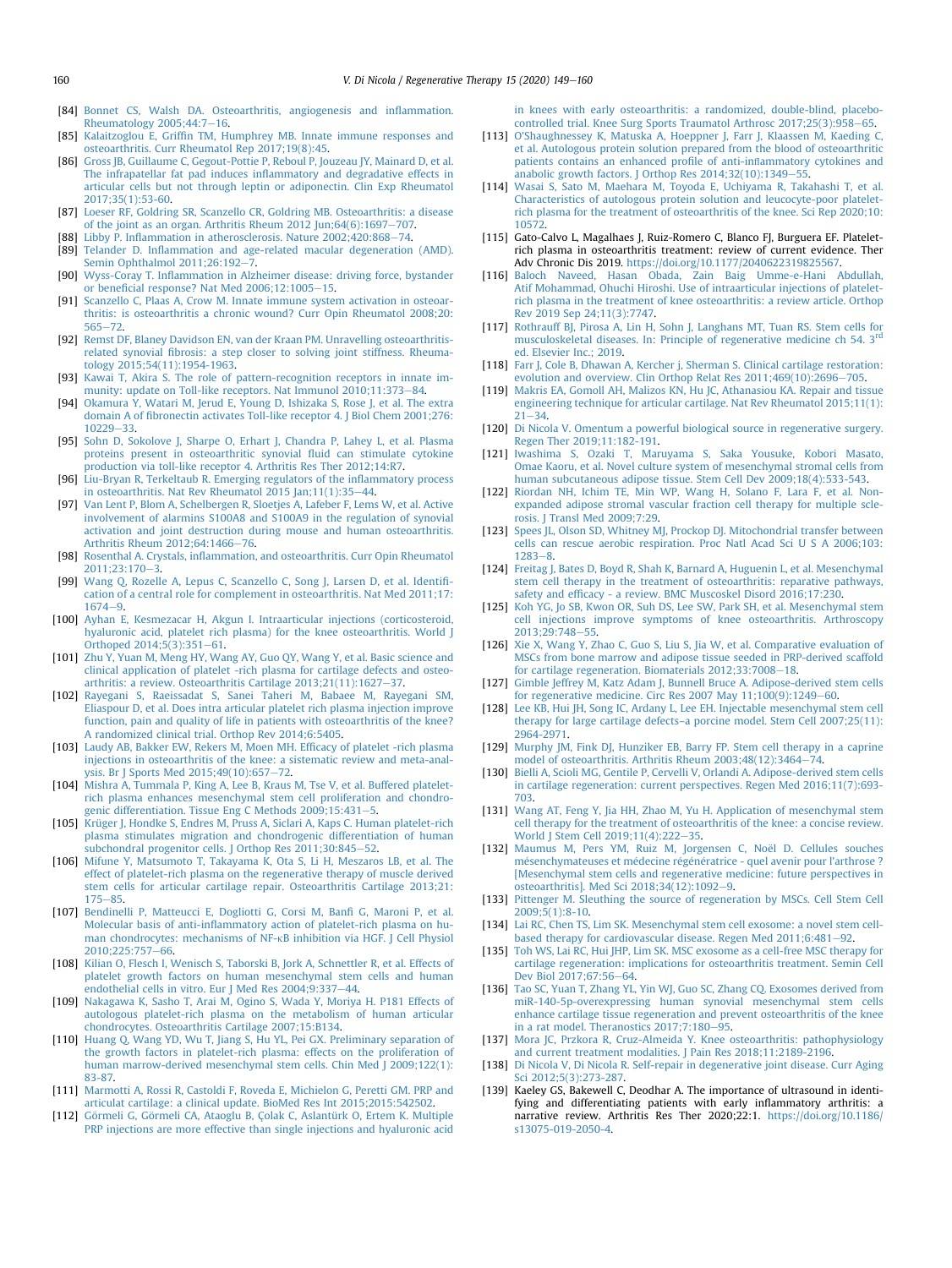[84] Bonnet CS, Walsh DA. Osteoarthritis, angiogenesis and inflammation. Rheumatology 2005;44:7–16.

[85] Kalaitzoglou E, Griffin TM, Humphrey MB. Innate immune responses and osteoarthritis. Curr Rheumatol Rep 2017;19(8):45.

[86] Gross JB, Guillaume C, Gegout-Pottie P, Reboul P, Jouzeau JY, Mainard D, et al. The infrapatellar fat pad induces inflammatory and degradative effects in articular cells but not through leptin or adiponectin. Clin Exp Rheumatol 2017;35(1):53-60.

[87] Loeser RF, Goldring SR, Scanzello CR, Goldring MB. Osteoarthritis: a disease of the joint as an organ. Arthritis Rheum 2012 Jun;64(6):1697–707.

[88] Libby P. Inflammation in atherosclerosis. Nature 2002;420:868–74.

[89] Telander D. Inflammation and age-related macular degeneration (AMD). Semin Ophthalmol 2011;26:192–7.

[90] Wyss-Coray T. Inflammation in Alzheimer disease: driving force, bystander or beneficial response? Nat Med 2006;12:1005–15.

[91] Scanzello C, Plaas A, Crow M. Innate immune system activation in osteoarthritis: is osteoarthritis a chronic wound? Curr Opin Rheumatol 2008;20:565–72.

[92] Remst DF, Blaney Davidson EN, van der Kraan PM. Unravelling osteoarthritis-related synovial fibrosis: a step closer to solving joint stiffness. Rheumatology 2015;54(11):1954-1963.

[93] Kawai T, Akira S. The role of pattern-recognition receptors in innate immunity: update on Toll-like receptors. Nat Immunol 2010;11:373–84.

[94] Okamura Y, Watari M, Jerud E, Young D, Ishizaka S, Rose J, et al. The extra domain A of fibronectin activates Toll-like receptor 4. J Biol Chem 2001;276:10229–33.

[95] Sohn D, Sokolove J, Sharpe O, Erhart J, Chandra P, Lahey L, et al. Plasma proteins present in osteoarthritic synovial fluid can stimulate cytokine production via toll-like receptor 4. Arthritis Res Ther 2012;14:R7.

[96] Liu-Bryan R, Terkeltaub R. Emerging regulators of the inflammatory process in osteoarthritis. Nat Rev Rheumatol 2015 Jan;11(1):35–44.

[97] Van Lent P, Blom A, Schelbergen R, Sloetjes A, Lafeber F, Lems W, et al. Active involvement of alarmins S100A8 and S100A9 in the regulation of synovial activation and joint destruction during mouse and human osteoarthritis. Arthritis Rheum 2012;64:1466–76.

[98] Rosenthal A. Crystals, inflammation, and osteoarthritis. Curr Opin Rheumatol 2011;23:170–3.

[99] Wang Q, Rozelle A, Lepus C, Scanzello C, Song J, Larsen D, et al. Identification of a central role for complement in osteoarthritis. Nat Med 2011;17:1674–9.

[100] Ayhan E, Kesmezacar H, Akgun I. Intraarticular injections (corticosteroid, hyaluronic acid, platelet rich plasma) for the knee osteoarthritis. World J Orthoped 2014;5(3):351–61.

[101] Zhu Y, Yuan M, Meng HY, Wang AY, Guo QY, Wang Y, et al. Basic science and clinical application of platelet -rich plasma for cartilage defects and osteoarthritis: a review. Osteoarthritis Cartilage 2013;21(11):1627–37.

[102] Rayegani S, Raeissadat S, Sanei Taheri M, Babaee M, Rayegani SM, Eliaspour D, et al. Does intra articular platelet rich plasma injection improve function, pain and quality of life in patients with osteoarthritis of the knee? A randomized clinical trial. Orthop Rev 2014;6:5405.

[103] Laudy AB, Bakker EW, Rekers M, Moen MH. Efficacy of platelet -rich plasma injections in osteoarthritis of the knee: a sistematic review and meta-analysis. Br J Sports Med 2015;49(10):657–72.

[104] Mishra A, Tummala P, King A, Lee B, Kraus M, Tse V, et al. Buffered platelet-rich plasma enhances mesenchymal stem cell proliferation and chondrogenic differentiation. Tissue Eng C Methods 2009;15:431–5.

[105] Krüger J, Hondke S, Endres M, Pruss A, Siclari A, Kaps C. Human platelet-rich plasma stimulates migration and chondrogenic differentiation of human subchondral progenitor cells. J Orthop Res 2011;30:845–52.

[106] Mifune Y, Matsumoto T, Takayama K, Ota S, Li H, Meszaros LB, et al. The effect of platelet-rich plasma on the regenerative therapy of muscle derived stem cells for articular cartilage repair. Osteoarthritis Cartilage 2013;21:175–85.

[107] Bendinelli P, Matteucci E, Dogliotti G, Corsi M, Banfi G, Maroni P, et al. Molecular basis of anti-inflammatory action of platelet-rich plasma on human chondrocytes: mechanisms of NF-κB inhibition via HGF. J Cell Physiol 2010;225:757–66.

[108] Kilian O, Flesch I, Wenisch S, Taborski B, Jork A, Schnettler R, et al. Effects of platelet growth factors on human mesenchymal stem cells and human endothelial cells in vitro. Eur J Med Res 2004;9:337–44.

[109] Nakagawa K, Sasho T, Arai M, Ogino S, Wada Y, Moriya H. P181 Effects of autologous platelet-rich plasma on the metabolism of human articular chondrocytes. Osteoarthritis Cartilage 2007;15:B134.

[110] Huang Q, Wang YD, Wu T, Jiang S, Hu YL, Pei GX. Preliminary separation of the growth factors in platelet-rich plasma: effects on the proliferation of human marrow-derived mesenchymal stem cells. Chin Med J 2009;122(1):83-87.

[111] Marmotti A, Rossi R, Castoldi F, Roveda E, Michielon G, Peretti GM. PRP and articulat cartilage: a clinical update. BioMed Res Int 2015;2015:542502.

[112] Görmeli G, Görmeli CA, Ataoglu B, Çolak C, Aslantürk O, Ertem K. Multiple PRP injections are more effective than single injections and hyaluronic acid in knees with early osteoarthritis: a randomized, double-blind, placebo-controlled trial. Knee Surg Sports Traumatol Arthrosc 2017;25(3):958–65.

[113] O'Shaughnessey K, Matuska A, Hoeppner J, Farr J, Klaassen M, Kaeding C, et al. Autologous protein solution prepared from the blood of osteoarthritic patients contains an enhanced profile of anti-inflammatory cytokines and anabolic growth factors. J Orthop Res 2014;32(10):1349–55.

[114] Wasai S, Sato M, Maehara M, Toyoda E, Uchiyama R, Takahashi T, et al. Characteristics of autologous protein solution and leucocyte-poor platelet-rich plasma for the treatment of osteoarthritis of the knee. Sci Rep 2020;10:10572.

[115] Gato-Calvo L, Magalhaes J, Ruiz-Romero C, Blanco FJ, Burguera EF. Platelet-rich plasma in osteoarthritis treatment: review of current evidence. Ther Adv Chronic Dis 2019. https://doi.org/10.1177/2040622319825567.

[116] Baloch Naveed, Hasan Obada, Zain Baig Umme-e-Hani Abdullah, Atif Mohammad, Ohuchi Hiroshi. Use of intraarticular injections of platelet-rich plasma in the treatment of knee osteoarthritis: a review article. Orthop Rev 2019 Sep 24;11(3):7747.

[117] Rothrauff BJ, Pirosa A, Lin H, Sohn J, Langhans MT, Tuan RS. Stem cells for musculoskeletal diseases. In: Principle of regenerative medicine ch 54. 3rd ed. Elsevier Inc.; 2019.

[118] Farr J, Cole B, Dhawan A, Kercher j, Sherman S. Clinical cartilage restoration: evolution and overview. Clin Orthop Relat Res 2011;469(10):2696–705.

[119] Makris EA, Gomoll AH, Malizos KN, Hu JC, Athanasiou KA. Repair and tissue engineering technique for articular cartilage. Nat Rev Rheumatol 2015;11(1):21–34.

[120] Di Nicola V. Omentum a powerful biological source in regenerative surgery. Regen Ther 2019;11:182-191.

[121] Iwashima S, Ozaki T, Maruyama S, Saka Yousuke, Kobori Masato, Omae Kaoru, et al. Novel culture system of mesenchymal stromal cells from human subcutaneous adipose tissue. Stem Cell Dev 2009;18(4):533-543.

[122] Riordan NH, Ichim TE, Min WP, Wang H, Solano F, Lara F, et al. Non-expanded adipose stromal vascular fraction cell therapy for multiple sclerosis. J Transl Med 2009;7:29.

[123] Spees JL, Olson SD, Whitney MJ, Prockop DJ. Mitochondrial transfer between cells can rescue aerobic respiration. Proc Natl Acad Sci U S A 2006;103:1283–8.

[124] Freitag J, Bates D, Boyd R, Shah K, Barnard A, Huguenin L, et al. Mesenchymal stem cell therapy in the treatment of osteoarthritis: reparative pathways, safety and efficacy - a review. BMC Muscoskel Disord 2016;17:230.

[125] Koh YG, Jo SB, Kwon OR, Suh DS, Lee SW, Park SH, et al. Mesenchymal stem cell injections improve symptoms of knee osteoarthritis. Arthroscopy 2013;29:748–55.

[126] Xie X, Wang Y, Zhao C, Guo S, Liu S, Jia W, et al. Comparative evaluation of MSCs from bone marrow and adipose tissue seeded in PRP-derived scaffold for cartilage regeneration. Biomaterials 2012;33:7008–18.

[127] Gimble Jeffrey M, Katz Adam J, Bunnell Bruce A. Adipose-derived stem cells for regenerative medicine. Circ Res 2007 May 11;100(9):1249–60.

[128] Lee KB, Hui JH, Song IC, Ardany L, Lee EH. Injectable mesenchymal stem cell therapy for large cartilage defects–a porcine model. Stem Cell 2007;25(11):2964-2971.

[129] Murphy JM, Fink DJ, Hunziker EB, Barry FP. Stem cell therapy in a caprine model of osteoarthritis. Arthritis Rheum 2003;48(12):3464–74.

[130] Bielli A, Scioli MG, Gentile P, Cervelli V, Orlandi A. Adipose-derived stem cells in cartilage regeneration: current perspectives. Regen Med 2016;11(7):693-703.

[131] Wang AT, Feng Y, Jia HH, Zhao M, Yu H. Application of mesenchymal stem cell therapy for the treatment of osteoarthritis of the knee: a concise review. World J Stem Cell 2019;11(4):222–35.

[132] Maumus M, Pers YM, Ruiz M, Jorgensen C, Noël D. Cellules souches mésenchymateuses et médecine régénératrice - quel avenir pour l'arthrose ? [Mesenchymal stem cells and regenerative medicine: future perspectives in osteoarthritis]. Med Sci 2018;34(12):1092–9.

[133] Pittenger M. Sleuthing the source of regeneration by MSCs. Cell Stem Cell 2009;5(1):8-10.

[134] Lai RC, Chen TS, Lim SK. Mesenchymal stem cell exosome: a novel stem cell-based therapy for cardiovascular disease. Regen Med 2011;6:481–92.

[135] Toh WS, Lai RC, Hui JHP, Lim SK. MSC exosome as a cell-free MSC therapy for cartilage regeneration: implications for osteoarthritis treatment. Semin Cell Dev Biol 2017;67:56–64.

[136] Tao SC, Yuan T, Zhang YL, Yin WJ, Guo SC, Zhang CQ. Exosomes derived from miR-140-5p-overexpressing human synovial mesenchymal stem cells enhance cartilage tissue regeneration and prevent osteoarthritis of the knee in a rat model. Theranostics 2017;7:180–95.

[137] Mora JC, Przkora R, Cruz-Almeida Y. Knee osteoarthritis: pathophysiology and current treatment modalities. J Pain Res 2018;11:2189-2196.

[138] Di Nicola V, Di Nicola R. Self-repair in degenerative joint disease. Curr Aging Sci 2012;5(3):273-287.

[139] Kaeley GS, Bakewell C, Deodhar A. The importance of ultrasound in identifying and differentiating patients with early inflammatory arthritis: a narrative review. Arthritis Res Ther 2020;22:1. https://doi.org/10.1186/s13075-019-2050-4.